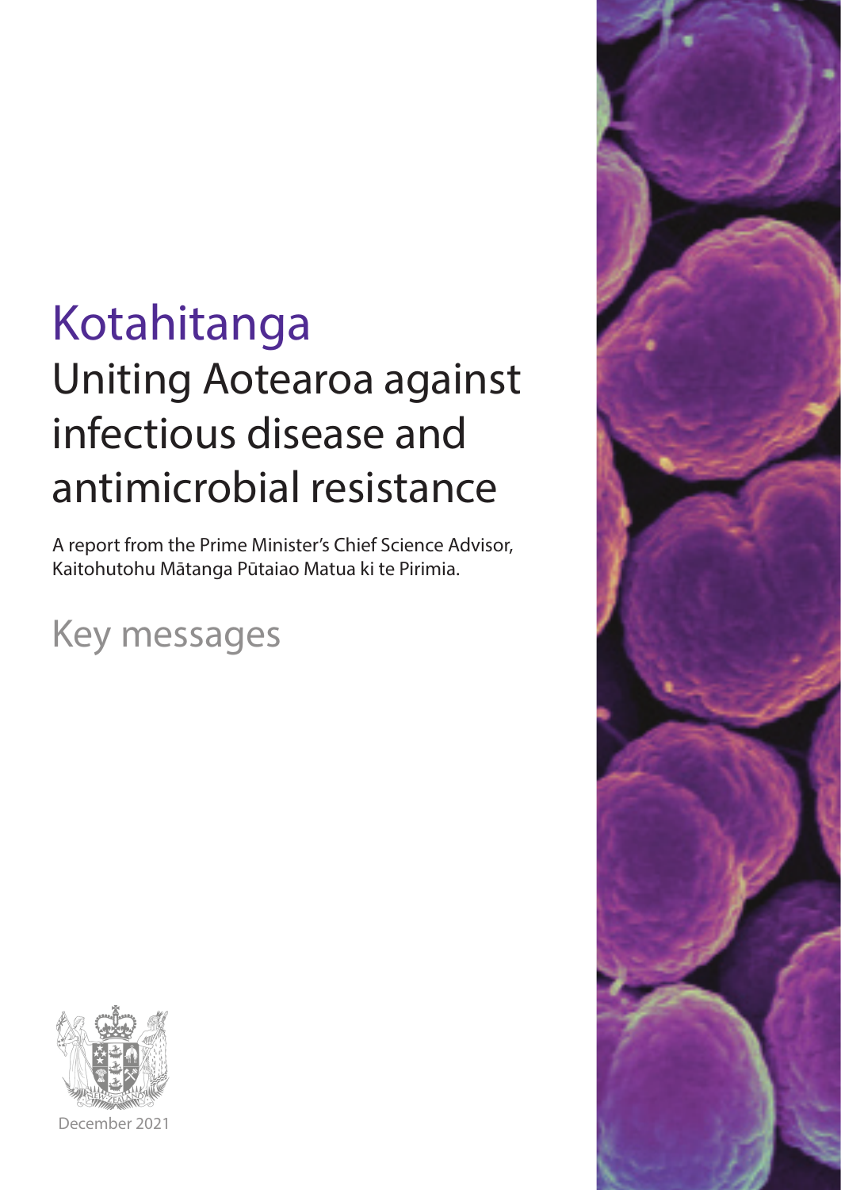# Kotahitanga

## Uniting Aotearoa against infectious disease and antimicrobial resistance

A report from the Prime Minister's Chief Science Advisor, Kaitohutohu Mātanga Pūtaiao Matua ki te Pirimia.

## Key messages

December 2021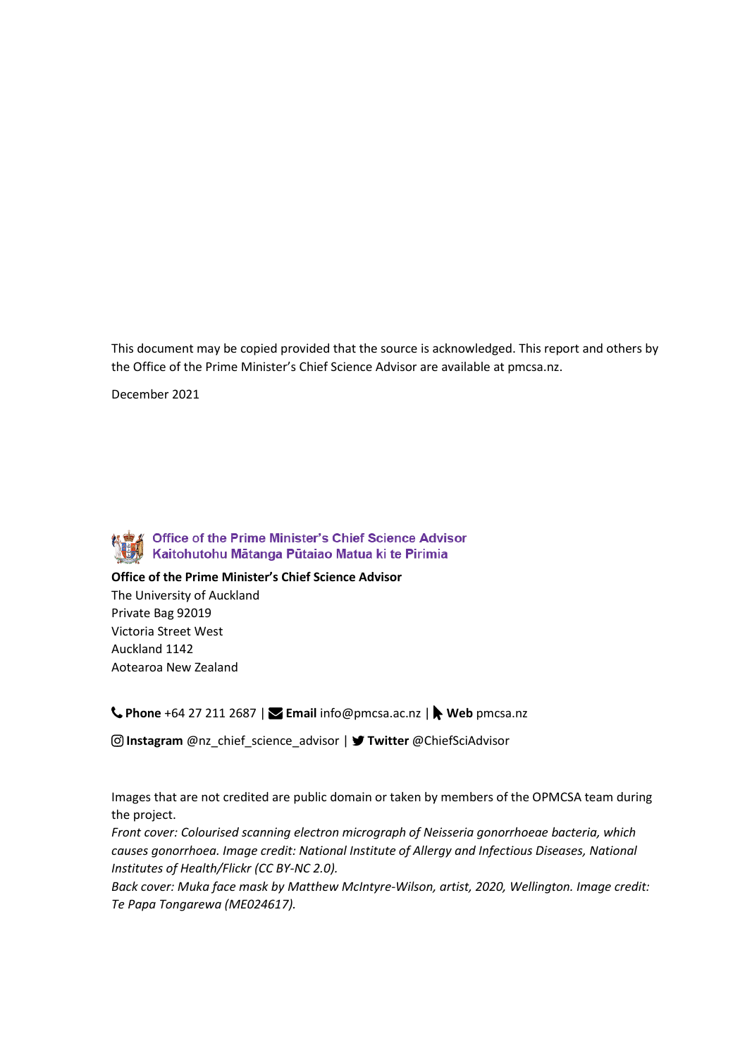This document may be copied provided that the source is acknowledged. This report and others by the Office of the Prime Minister's Chief Science Advisor are available at pmcsa.nz.

December 2021

Office of the Prime Minister's Chief Science Advisor
Kaitohutohu Mātanga Pūtaiao Matua ki te Pirimia

**Office of the Prime Minister's Chief Science Advisor**
The University of Auckland
Private Bag 92019
Victoria Street West
Auckland 1142
Aotearoa New Zealand

**Phone** +64 27 211 2687 | **Email** info@pmcsa.ac.nz | **Web** pmcsa.nz

**Instagram** @nz_chief_science_advisor | **Twitter** @ChiefSciAdvisor

Images that are not credited are public domain or taken by members of the OPMCSA team during the project.
*Front cover: Colourised scanning electron micrograph of Neisseria gonorrhoeae bacteria, which causes gonorrhoea. Image credit: National Institute of Allergy and Infectious Diseases, National Institutes of Health/Flickr (CC BY-NC 2.0).*
*Back cover: Muka face mask by Matthew McIntyre-Wilson, artist, 2020, Wellington. Image credit: Te Papa Tongarewa (ME024617).*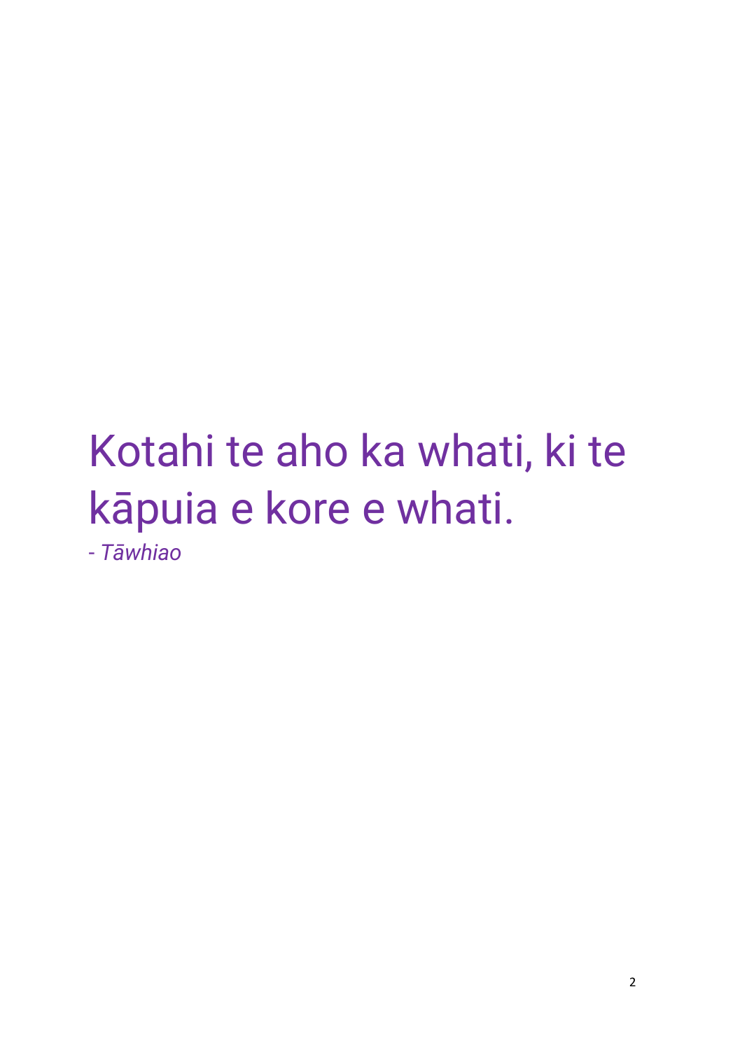Kotahi te aho ka whati, ki te kāpuia e kore e whati.

*- Tāwhiao*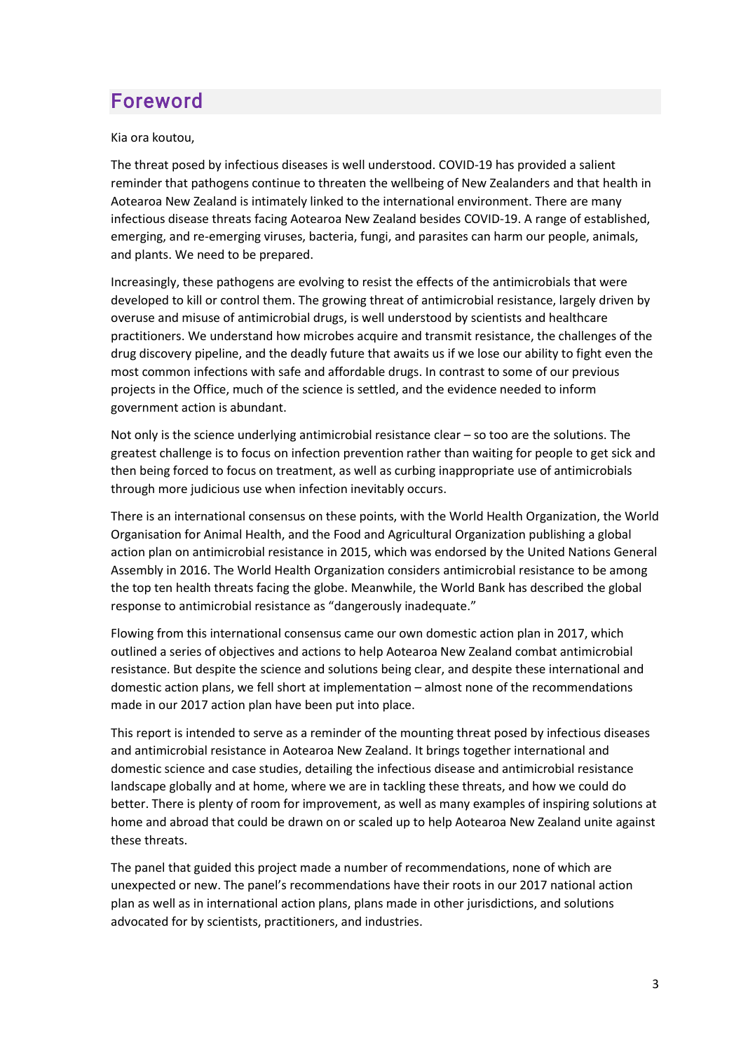## Foreword

Kia ora koutou,

The threat posed by infectious diseases is well understood. COVID-19 has provided a salient reminder that pathogens continue to threaten the wellbeing of New Zealanders and that health in Aotearoa New Zealand is intimately linked to the international environment. There are many infectious disease threats facing Aotearoa New Zealand besides COVID-19. A range of established, emerging, and re-emerging viruses, bacteria, fungi, and parasites can harm our people, animals, and plants. We need to be prepared.

Increasingly, these pathogens are evolving to resist the effects of the antimicrobials that were developed to kill or control them. The growing threat of antimicrobial resistance, largely driven by overuse and misuse of antimicrobial drugs, is well understood by scientists and healthcare practitioners. We understand how microbes acquire and transmit resistance, the challenges of the drug discovery pipeline, and the deadly future that awaits us if we lose our ability to fight even the most common infections with safe and affordable drugs. In contrast to some of our previous projects in the Office, much of the science is settled, and the evidence needed to inform government action is abundant.

Not only is the science underlying antimicrobial resistance clear – so too are the solutions. The greatest challenge is to focus on infection prevention rather than waiting for people to get sick and then being forced to focus on treatment, as well as curbing inappropriate use of antimicrobials through more judicious use when infection inevitably occurs.

There is an international consensus on these points, with the World Health Organization, the World Organisation for Animal Health, and the Food and Agricultural Organization publishing a global action plan on antimicrobial resistance in 2015, which was endorsed by the United Nations General Assembly in 2016. The World Health Organization considers antimicrobial resistance to be among the top ten health threats facing the globe. Meanwhile, the World Bank has described the global response to antimicrobial resistance as "dangerously inadequate."

Flowing from this international consensus came our own domestic action plan in 2017, which outlined a series of objectives and actions to help Aotearoa New Zealand combat antimicrobial resistance. But despite the science and solutions being clear, and despite these international and domestic action plans, we fell short at implementation – almost none of the recommendations made in our 2017 action plan have been put into place.

This report is intended to serve as a reminder of the mounting threat posed by infectious diseases and antimicrobial resistance in Aotearoa New Zealand. It brings together international and domestic science and case studies, detailing the infectious disease and antimicrobial resistance landscape globally and at home, where we are in tackling these threats, and how we could do better. There is plenty of room for improvement, as well as many examples of inspiring solutions at home and abroad that could be drawn on or scaled up to help Aotearoa New Zealand unite against these threats.

The panel that guided this project made a number of recommendations, none of which are unexpected or new. The panel's recommendations have their roots in our 2017 national action plan as well as in international action plans, plans made in other jurisdictions, and solutions advocated for by scientists, practitioners, and industries.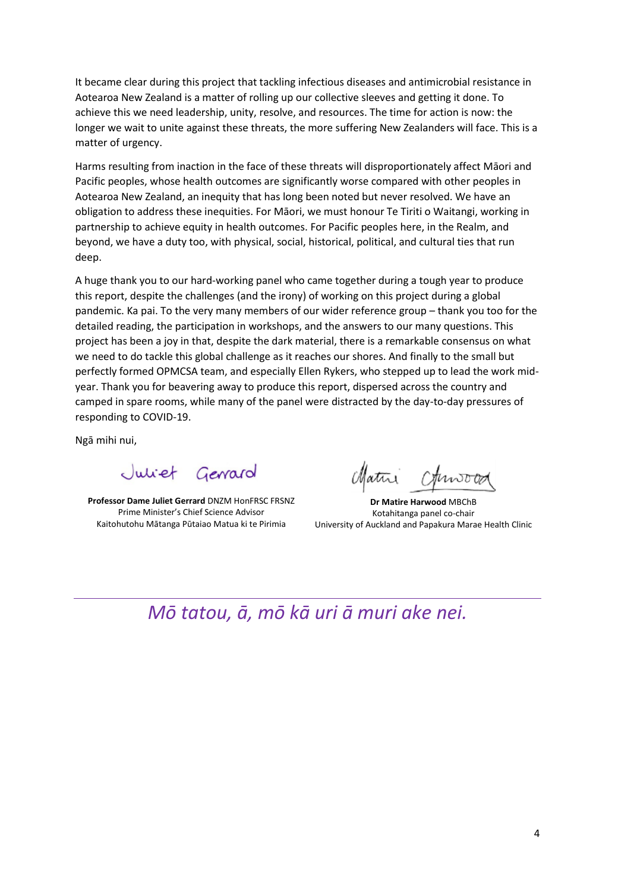It became clear during this project that tackling infectious diseases and antimicrobial resistance in Aotearoa New Zealand is a matter of rolling up our collective sleeves and getting it done. To achieve this we need leadership, unity, resolve, and resources. The time for action is now: the longer we wait to unite against these threats, the more suffering New Zealanders will face. This is a matter of urgency.

Harms resulting from inaction in the face of these threats will disproportionately affect Māori and Pacific peoples, whose health outcomes are significantly worse compared with other peoples in Aotearoa New Zealand, an inequity that has long been noted but never resolved. We have an obligation to address these inequities. For Māori, we must honour Te Tiriti o Waitangi, working in partnership to achieve equity in health outcomes. For Pacific peoples here, in the Realm, and beyond, we have a duty too, with physical, social, historical, political, and cultural ties that run deep.

A huge thank you to our hard-working panel who came together during a tough year to produce this report, despite the challenges (and the irony) of working on this project during a global pandemic. Ka pai. To the very many members of our wider reference group – thank you too for the detailed reading, the participation in workshops, and the answers to our many questions. This project has been a joy in that, despite the dark material, there is a remarkable consensus on what we need to do tackle this global challenge as it reaches our shores. And finally to the small but perfectly formed OPMCSA team, and especially Ellen Rykers, who stepped up to lead the work mid-year. Thank you for beavering away to produce this report, dispersed across the country and camped in spare rooms, while many of the panel were distracted by the day-to-day pressures of responding to COVID-19.

Ngā mihi nui,

Juliet Gerrard

**Professor Dame Juliet Gerrard** DNZM HonFRSC FRSNZ
Prime Minister's Chief Science Advisor
Kaitohutohu Mātanga Pūtaiao Matua ki te Pirimia

Matire Harwood

**Dr Matire Harwood** MBChB
Kotahitanga panel co-chair
University of Auckland and Papakura Marae Health Clinic

---

*Mō tatou, ā, mō kā uri ā muri ake nei.*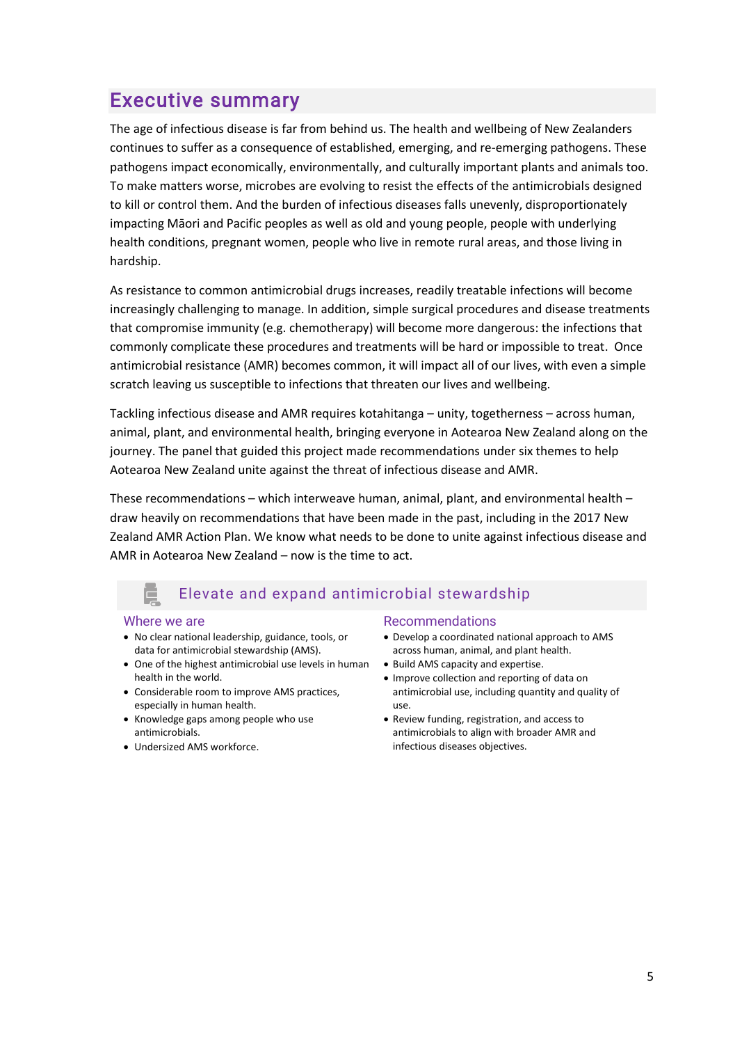# Executive summary

The age of infectious disease is far from behind us. The health and wellbeing of New Zealanders continues to suffer as a consequence of established, emerging, and re-emerging pathogens. These pathogens impact economically, environmentally, and culturally important plants and animals too. To make matters worse, microbes are evolving to resist the effects of the antimicrobials designed to kill or control them. And the burden of infectious diseases falls unevenly, disproportionately impacting Māori and Pacific peoples as well as old and young people, people with underlying health conditions, pregnant women, people who live in remote rural areas, and those living in hardship.

As resistance to common antimicrobial drugs increases, readily treatable infections will become increasingly challenging to manage. In addition, simple surgical procedures and disease treatments that compromise immunity (e.g. chemotherapy) will become more dangerous: the infections that commonly complicate these procedures and treatments will be hard or impossible to treat. Once antimicrobial resistance (AMR) becomes common, it will impact all of our lives, with even a simple scratch leaving us susceptible to infections that threaten our lives and wellbeing.

Tackling infectious disease and AMR requires kotahitanga – unity, togetherness – across human, animal, plant, and environmental health, bringing everyone in Aotearoa New Zealand along on the journey. The panel that guided this project made recommendations under six themes to help Aotearoa New Zealand unite against the threat of infectious disease and AMR.

These recommendations – which interweave human, animal, plant, and environmental health – draw heavily on recommendations that have been made in the past, including in the 2017 New Zealand AMR Action Plan. We know what needs to be done to unite against infectious disease and AMR in Aotearoa New Zealand – now is the time to act.

## Elevate and expand antimicrobial stewardship

### Where we are

- No clear national leadership, guidance, tools, or data for antimicrobial stewardship (AMS).
- One of the highest antimicrobial use levels in human health in the world.
- Considerable room to improve AMS practices, especially in human health.
- Knowledge gaps among people who use antimicrobials.
- Undersized AMS workforce.

### Recommendations

- Develop a coordinated national approach to AMS across human, animal, and plant health.
- Build AMS capacity and expertise.
- Improve collection and reporting of data on antimicrobial use, including quantity and quality of use.
- Review funding, registration, and access to antimicrobials to align with broader AMR and infectious diseases objectives.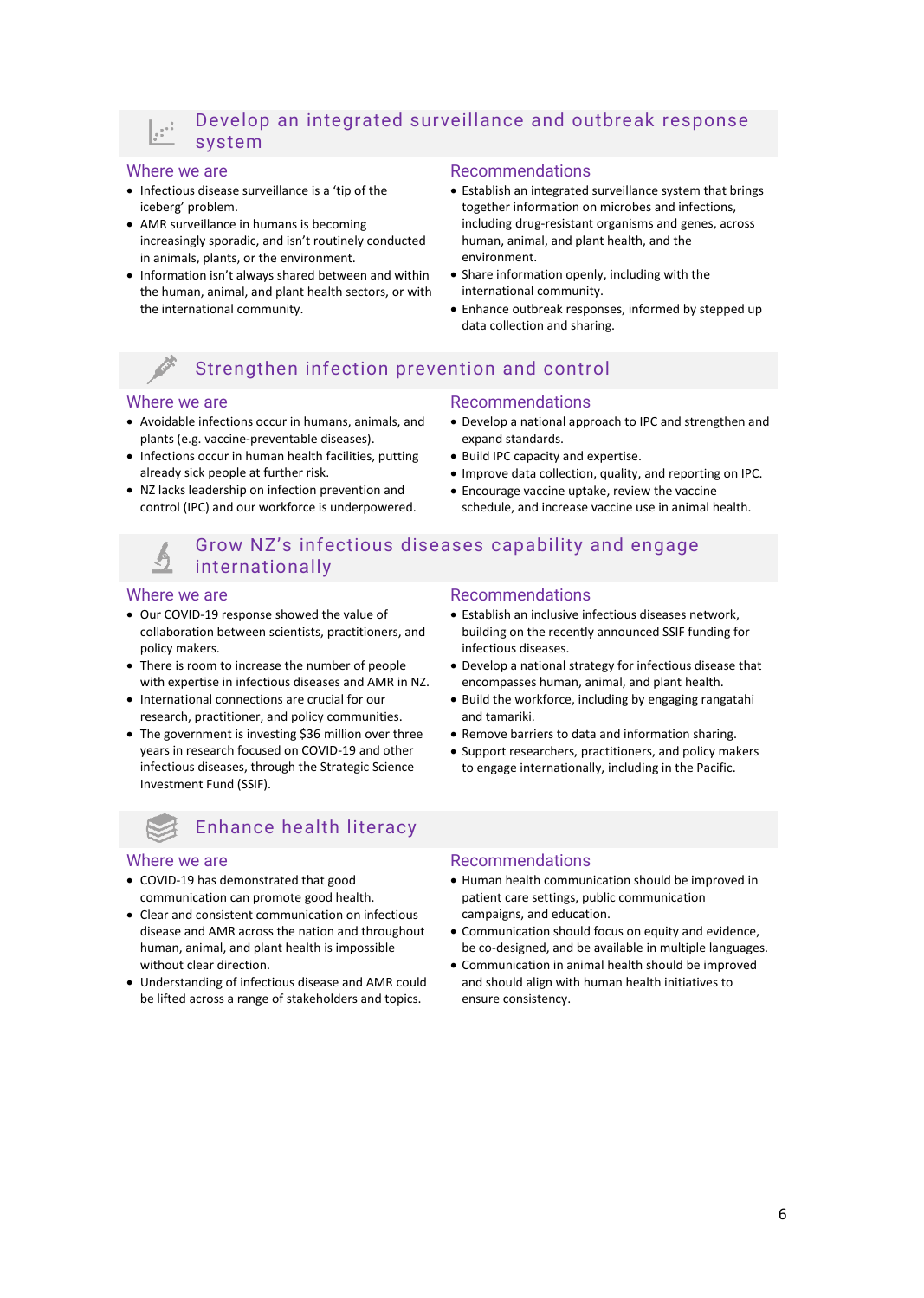## Develop an integrated surveillance and outbreak response system

### Where we are

- Infectious disease surveillance is a 'tip of the iceberg' problem.
- AMR surveillance in humans is becoming increasingly sporadic, and isn't routinely conducted in animals, plants, or the environment.
- Information isn't always shared between and within the human, animal, and plant health sectors, or with the international community.

### Recommendations

- Establish an integrated surveillance system that brings together information on microbes and infections, including drug-resistant organisms and genes, across human, animal, and plant health, and the environment.
- Share information openly, including with the international community.
- Enhance outbreak responses, informed by stepped up data collection and sharing.

## Strengthen infection prevention and control

### Where we are

- Avoidable infections occur in humans, animals, and plants (e.g. vaccine-preventable diseases).
- Infections occur in human health facilities, putting already sick people at further risk.
- NZ lacks leadership on infection prevention and control (IPC) and our workforce is underpowered.

### Recommendations

- Develop a national approach to IPC and strengthen and expand standards.
- Build IPC capacity and expertise.
- Improve data collection, quality, and reporting on IPC.
- Encourage vaccine uptake, review the vaccine schedule, and increase vaccine use in animal health.

## Grow NZ's infectious diseases capability and engage internationally

### Where we are

- Our COVID-19 response showed the value of collaboration between scientists, practitioners, and policy makers.
- There is room to increase the number of people with expertise in infectious diseases and AMR in NZ.
- International connections are crucial for our research, practitioner, and policy communities.
- The government is investing $36 million over three years in research focused on COVID-19 and other infectious diseases, through the Strategic Science Investment Fund (SSIF).

### Recommendations

- Establish an inclusive infectious diseases network, building on the recently announced SSIF funding for infectious diseases.
- Develop a national strategy for infectious disease that encompasses human, animal, and plant health.
- Build the workforce, including by engaging rangatahi and tamariki.
- Remove barriers to data and information sharing.
- Support researchers, practitioners, and policy makers to engage internationally, including in the Pacific.

## Enhance health literacy

### Where we are

- COVID-19 has demonstrated that good communication can promote good health.
- Clear and consistent communication on infectious disease and AMR across the nation and throughout human, animal, and plant health is impossible without clear direction.
- Understanding of infectious disease and AMR could be lifted across a range of stakeholders and topics.

### Recommendations

- Human health communication should be improved in patient care settings, public communication campaigns, and education.
- Communication should focus on equity and evidence, be co-designed, and be available in multiple languages.
- Communication in animal health should be improved and should align with human health initiatives to ensure consistency.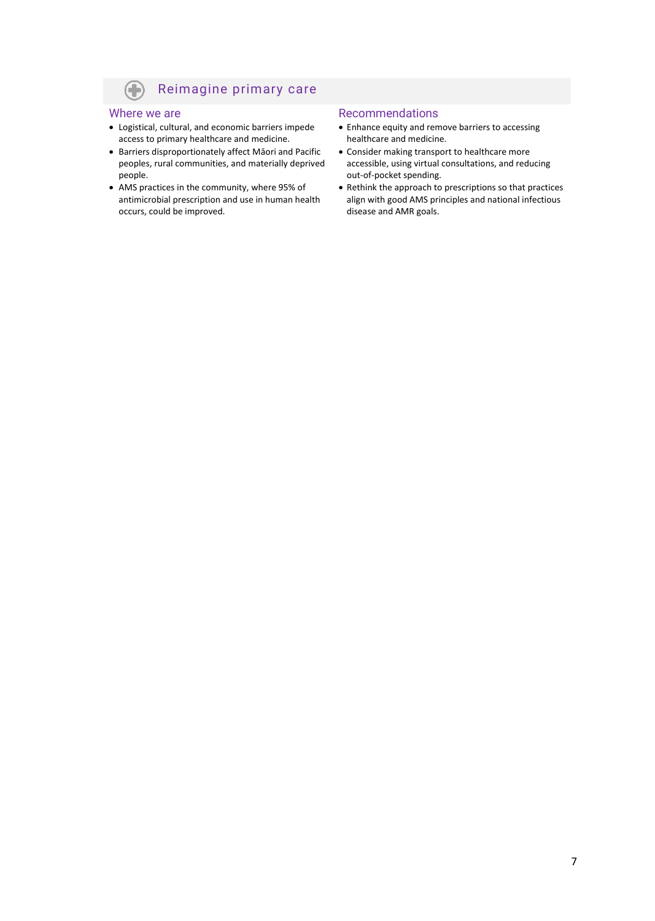## Reimagine primary care

### Where we are

- Logistical, cultural, and economic barriers impede access to primary healthcare and medicine.
- Barriers disproportionately affect Māori and Pacific peoples, rural communities, and materially deprived people.
- AMS practices in the community, where 95% of antimicrobial prescription and use in human health occurs, could be improved.

### Recommendations

- Enhance equity and remove barriers to accessing healthcare and medicine.
- Consider making transport to healthcare more accessible, using virtual consultations, and reducing out-of-pocket spending.
- Rethink the approach to prescriptions so that practices align with good AMS principles and national infectious disease and AMR goals.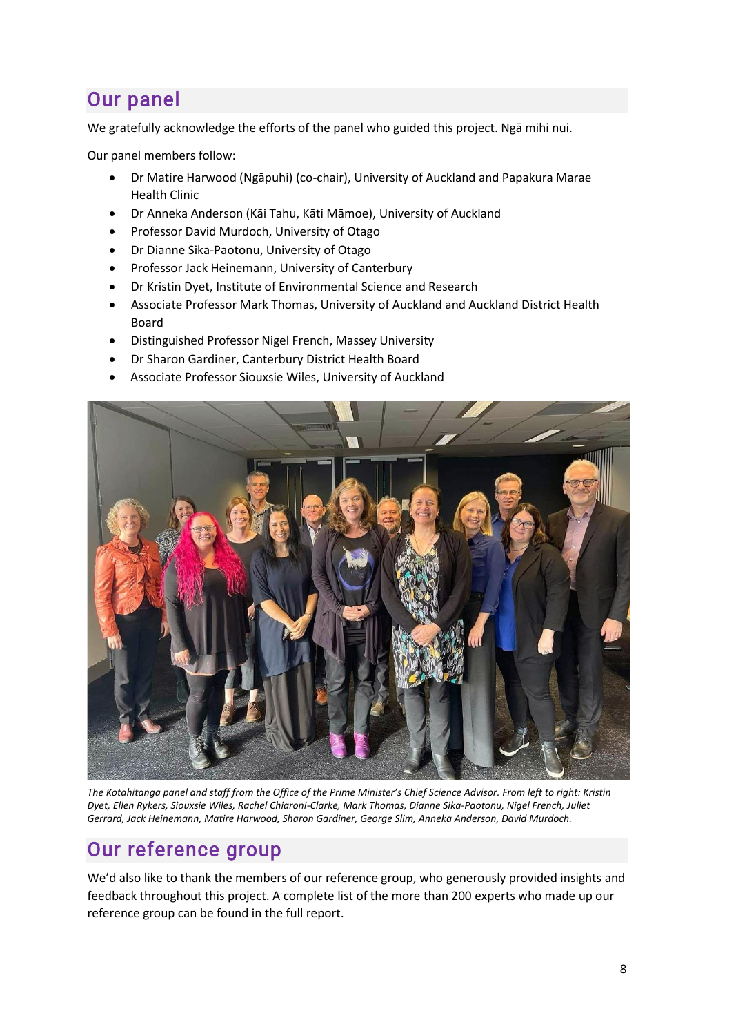## Our panel

We gratefully acknowledge the efforts of the panel who guided this project. Ngā mihi nui.

Our panel members follow:

- Dr Matire Harwood (Ngāpuhi) (co-chair), University of Auckland and Papakura Marae Health Clinic
- Dr Anneka Anderson (Kāi Tahu, Kāti Māmoe), University of Auckland
- Professor David Murdoch, University of Otago
- Dr Dianne Sika-Paotonu, University of Otago
- Professor Jack Heinemann, University of Canterbury
- Dr Kristin Dyet, Institute of Environmental Science and Research
- Associate Professor Mark Thomas, University of Auckland and Auckland District Health Board
- Distinguished Professor Nigel French, Massey University
- Dr Sharon Gardiner, Canterbury District Health Board
- Associate Professor Siouxsie Wiles, University of Auckland

*The Kotahitanga panel and staff from the Office of the Prime Minister's Chief Science Advisor. From left to right: Kristin Dyet, Ellen Rykers, Siouxsie Wiles, Rachel Chiaroni-Clarke, Mark Thomas, Dianne Sika-Paotonu, Nigel French, Juliet Gerrard, Jack Heinemann, Matire Harwood, Sharon Gardiner, George Slim, Anneka Anderson, David Murdoch.*

## Our reference group

We'd also like to thank the members of our reference group, who generously provided insights and feedback throughout this project. A complete list of the more than 200 experts who made up our reference group can be found in the full report.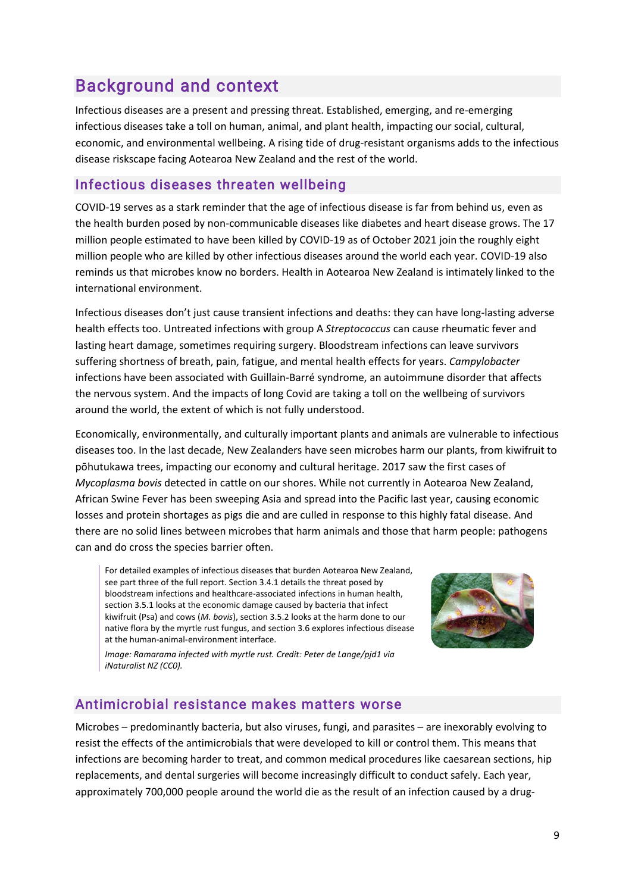# Background and context

Infectious diseases are a present and pressing threat. Established, emerging, and re-emerging infectious diseases take a toll on human, animal, and plant health, impacting our social, cultural, economic, and environmental wellbeing. A rising tide of drug-resistant organisms adds to the infectious disease riskscape facing Aotearoa New Zealand and the rest of the world.

## Infectious diseases threaten wellbeing

COVID-19 serves as a stark reminder that the age of infectious disease is far from behind us, even as the health burden posed by non-communicable diseases like diabetes and heart disease grows. The 17 million people estimated to have been killed by COVID-19 as of October 2021 join the roughly eight million people who are killed by other infectious diseases around the world each year. COVID-19 also reminds us that microbes know no borders. Health in Aotearoa New Zealand is intimately linked to the international environment.

Infectious diseases don't just cause transient infections and deaths: they can have long-lasting adverse health effects too. Untreated infections with group A *Streptococcus* can cause rheumatic fever and lasting heart damage, sometimes requiring surgery. Bloodstream infections can leave survivors suffering shortness of breath, pain, fatigue, and mental health effects for years. *Campylobacter* infections have been associated with Guillain-Barré syndrome, an autoimmune disorder that affects the nervous system. And the impacts of long Covid are taking a toll on the wellbeing of survivors around the world, the extent of which is not fully understood.

Economically, environmentally, and culturally important plants and animals are vulnerable to infectious diseases too. In the last decade, New Zealanders have seen microbes harm our plants, from kiwifruit to pōhutukawa trees, impacting our economy and cultural heritage. 2017 saw the first cases of *Mycoplasma bovis* detected in cattle on our shores. While not currently in Aotearoa New Zealand, African Swine Fever has been sweeping Asia and spread into the Pacific last year, causing economic losses and protein shortages as pigs die and are culled in response to this highly fatal disease. And there are no solid lines between microbes that harm animals and those that harm people: pathogens can and do cross the species barrier often.

> For detailed examples of infectious diseases that burden Aotearoa New Zealand, see part three of the full report. Section 3.4.1 details the threat posed by bloodstream infections and healthcare-associated infections in human health, section 3.5.1 looks at the economic damage caused by bacteria that infect kiwifruit (Psa) and cows (*M. bovis*), section 3.5.2 looks at the harm done to our native flora by the myrtle rust fungus, and section 3.6 explores infectious disease at the human-animal-environment interface.
>
> *Image: Ramarama infected with myrtle rust. Credit: Peter de Lange/pjd1 via iNaturalist NZ (CC0).*

## Antimicrobial resistance makes matters worse

Microbes – predominantly bacteria, but also viruses, fungi, and parasites – are inexorably evolving to resist the effects of the antimicrobials that were developed to kill or control them. This means that infections are becoming harder to treat, and common medical procedures like caesarean sections, hip replacements, and dental surgeries will become increasingly difficult to conduct safely. Each year, approximately 700,000 people around the world die as the result of an infection caused by a drug-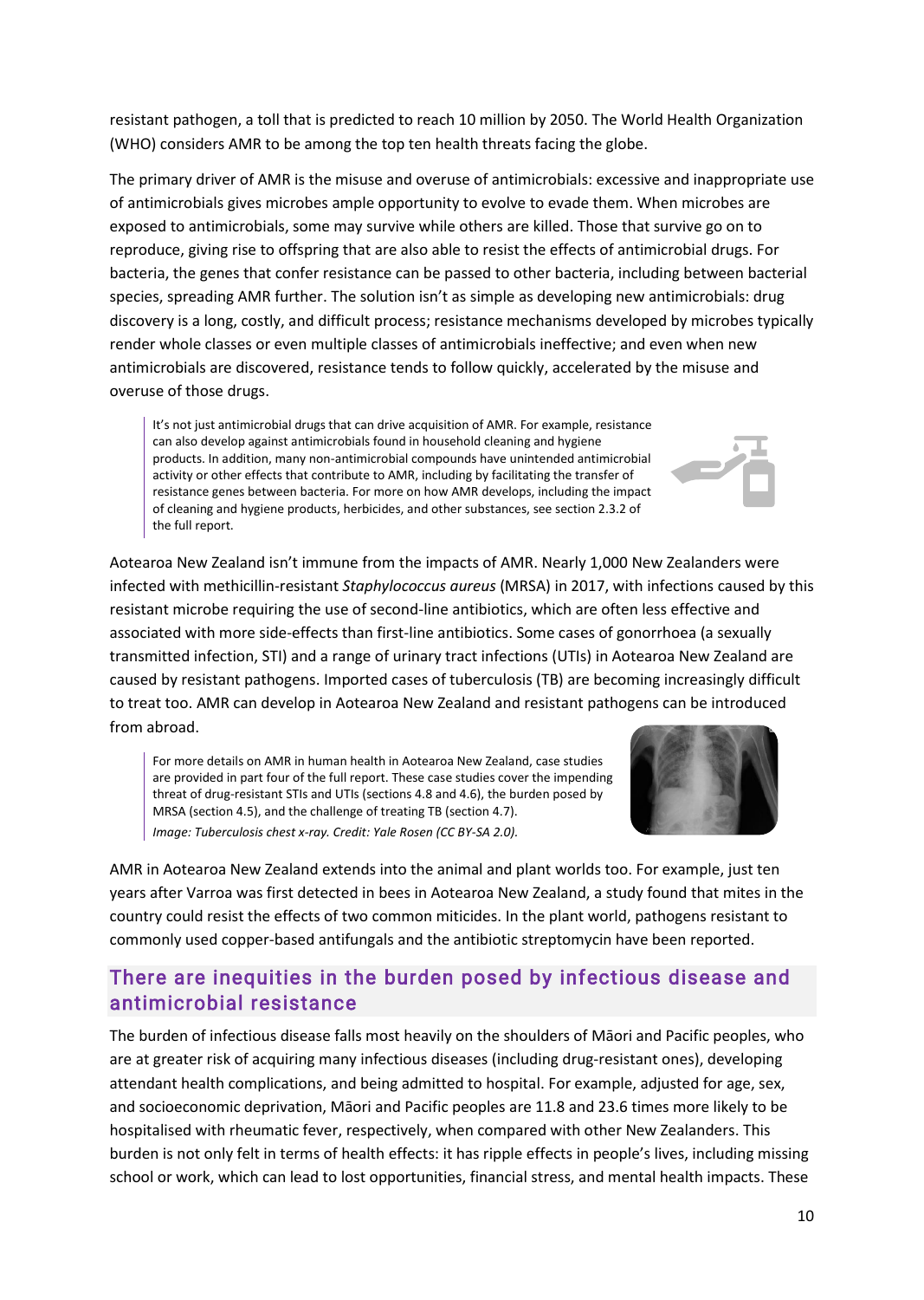resistant pathogen, a toll that is predicted to reach 10 million by 2050. The World Health Organization (WHO) considers AMR to be among the top ten health threats facing the globe.

The primary driver of AMR is the misuse and overuse of antimicrobials: excessive and inappropriate use of antimicrobials gives microbes ample opportunity to evolve to evade them. When microbes are exposed to antimicrobials, some may survive while others are killed. Those that survive go on to reproduce, giving rise to offspring that are also able to resist the effects of antimicrobial drugs. For bacteria, the genes that confer resistance can be passed to other bacteria, including between bacterial species, spreading AMR further. The solution isn't as simple as developing new antimicrobials: drug discovery is a long, costly, and difficult process; resistance mechanisms developed by microbes typically render whole classes or even multiple classes of antimicrobials ineffective; and even when new antimicrobials are discovered, resistance tends to follow quickly, accelerated by the misuse and overuse of those drugs.

> It's not just antimicrobial drugs that can drive acquisition of AMR. For example, resistance can also develop against antimicrobials found in household cleaning and hygiene products. In addition, many non-antimicrobial compounds have unintended antimicrobial activity or other effects that contribute to AMR, including by facilitating the transfer of resistance genes between bacteria. For more on how AMR develops, including the impact of cleaning and hygiene products, herbicides, and other substances, see section 2.3.2 of the full report.

Aotearoa New Zealand isn't immune from the impacts of AMR. Nearly 1,000 New Zealanders were infected with methicillin-resistant *Staphylococcus aureus* (MRSA) in 2017, with infections caused by this resistant microbe requiring the use of second-line antibiotics, which are often less effective and associated with more side-effects than first-line antibiotics. Some cases of gonorrhoea (a sexually transmitted infection, STI) and a range of urinary tract infections (UTIs) in Aotearoa New Zealand are caused by resistant pathogens. Imported cases of tuberculosis (TB) are becoming increasingly difficult to treat too. AMR can develop in Aotearoa New Zealand and resistant pathogens can be introduced from abroad.

> For more details on AMR in human health in Aotearoa New Zealand, case studies are provided in part four of the full report. These case studies cover the impending threat of drug-resistant STIs and UTIs (sections 4.8 and 4.6), the burden posed by MRSA (section 4.5), and the challenge of treating TB (section 4.7).
>
> *Image: Tuberculosis chest x-ray. Credit: Yale Rosen (CC BY-SA 2.0).*

AMR in Aotearoa New Zealand extends into the animal and plant worlds too. For example, just ten years after Varroa was first detected in bees in Aotearoa New Zealand, a study found that mites in the country could resist the effects of two common miticides. In the plant world, pathogens resistant to commonly used copper-based antifungals and the antibiotic streptomycin have been reported.

## There are inequities in the burden posed by infectious disease and antimicrobial resistance

The burden of infectious disease falls most heavily on the shoulders of Māori and Pacific peoples, who are at greater risk of acquiring many infectious diseases (including drug-resistant ones), developing attendant health complications, and being admitted to hospital. For example, adjusted for age, sex, and socioeconomic deprivation, Māori and Pacific peoples are 11.8 and 23.6 times more likely to be hospitalised with rheumatic fever, respectively, when compared with other New Zealanders. This burden is not only felt in terms of health effects: it has ripple effects in people's lives, including missing school or work, which can lead to lost opportunities, financial stress, and mental health impacts. These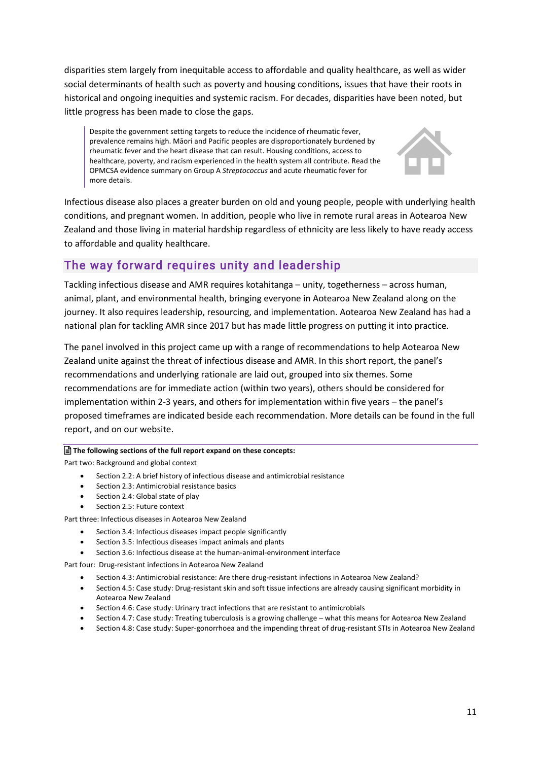disparities stem largely from inequitable access to affordable and quality healthcare, as well as wider social determinants of health such as poverty and housing conditions, issues that have their roots in historical and ongoing inequities and systemic racism. For decades, disparities have been noted, but little progress has been made to close the gaps.

> Despite the government setting targets to reduce the incidence of rheumatic fever, prevalence remains high. Māori and Pacific peoples are disproportionately burdened by rheumatic fever and the heart disease that can result. Housing conditions, access to healthcare, poverty, and racism experienced in the health system all contribute. Read the OPMCSA evidence summary on Group A *Streptococcus* and acute rheumatic fever for more details.

Infectious disease also places a greater burden on old and young people, people with underlying health conditions, and pregnant women. In addition, people who live in remote rural areas in Aotearoa New Zealand and those living in material hardship regardless of ethnicity are less likely to have ready access to affordable and quality healthcare.

## The way forward requires unity and leadership

Tackling infectious disease and AMR requires kotahitanga – unity, togetherness – across human, animal, plant, and environmental health, bringing everyone in Aotearoa New Zealand along on the journey. It also requires leadership, resourcing, and implementation. Aotearoa New Zealand has had a national plan for tackling AMR since 2017 but has made little progress on putting it into practice.

The panel involved in this project came up with a range of recommendations to help Aotearoa New Zealand unite against the threat of infectious disease and AMR. In this short report, the panel's recommendations and underlying rationale are laid out, grouped into six themes. Some recommendations are for immediate action (within two years), others should be considered for implementation within 2-3 years, and others for implementation within five years – the panel's proposed timeframes are indicated beside each recommendation. More details can be found in the full report, and on our website.

**The following sections of the full report expand on these concepts:**

Part two: Background and global context

- Section 2.2: A brief history of infectious disease and antimicrobial resistance
- Section 2.3: Antimicrobial resistance basics
- Section 2.4: Global state of play
- Section 2.5: Future context

Part three: Infectious diseases in Aotearoa New Zealand

- Section 3.4: Infectious diseases impact people significantly
- Section 3.5: Infectious diseases impact animals and plants
- Section 3.6: Infectious disease at the human-animal-environment interface

Part four: Drug-resistant infections in Aotearoa New Zealand

- Section 4.3: Antimicrobial resistance: Are there drug-resistant infections in Aotearoa New Zealand?
- Section 4.5: Case study: Drug-resistant skin and soft tissue infections are already causing significant morbidity in Aotearoa New Zealand
- Section 4.6: Case study: Urinary tract infections that are resistant to antimicrobials
- Section 4.7: Case study: Treating tuberculosis is a growing challenge – what this means for Aotearoa New Zealand
- Section 4.8: Case study: Super-gonorrhoea and the impending threat of drug-resistant STIs in Aotearoa New Zealand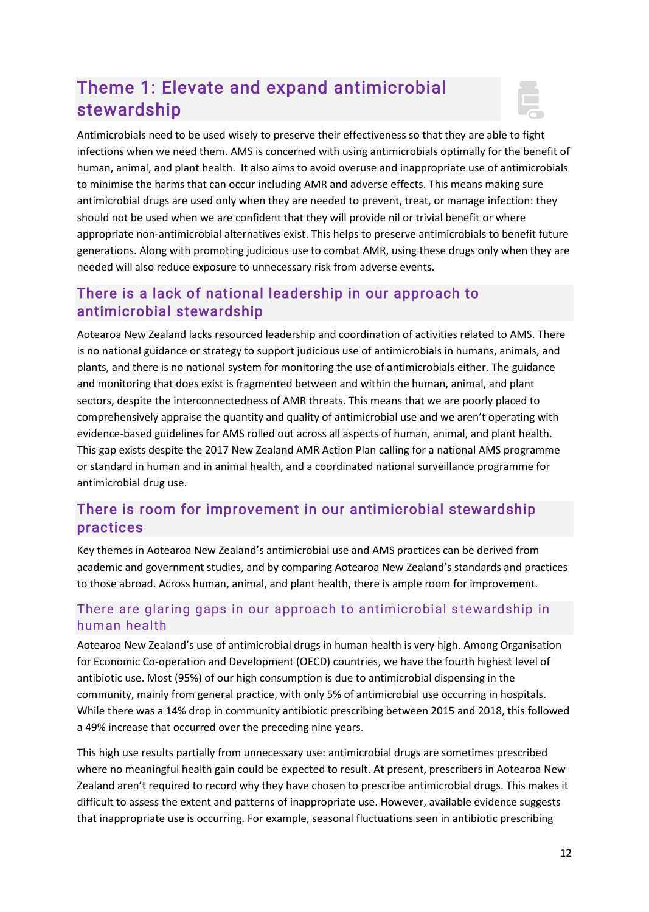## Theme 1: Elevate and expand antimicrobial stewardship

Antimicrobials need to be used wisely to preserve their effectiveness so that they are able to fight infections when we need them. AMS is concerned with using antimicrobials optimally for the benefit of human, animal, and plant health. It also aims to avoid overuse and inappropriate use of antimicrobials to minimise the harms that can occur including AMR and adverse effects. This means making sure antimicrobial drugs are used only when they are needed to prevent, treat, or manage infection: they should not be used when we are confident that they will provide nil or trivial benefit or where appropriate non-antimicrobial alternatives exist. This helps to preserve antimicrobials to benefit future generations. Along with promoting judicious use to combat AMR, using these drugs only when they are needed will also reduce exposure to unnecessary risk from adverse events.

### There is a lack of national leadership in our approach to antimicrobial stewardship

Aotearoa New Zealand lacks resourced leadership and coordination of activities related to AMS. There is no national guidance or strategy to support judicious use of antimicrobials in humans, animals, and plants, and there is no national system for monitoring the use of antimicrobials either. The guidance and monitoring that does exist is fragmented between and within the human, animal, and plant sectors, despite the interconnectedness of AMR threats. This means that we are poorly placed to comprehensively appraise the quantity and quality of antimicrobial use and we aren't operating with evidence-based guidelines for AMS rolled out across all aspects of human, animal, and plant health. This gap exists despite the 2017 New Zealand AMR Action Plan calling for a national AMS programme or standard in human and in animal health, and a coordinated national surveillance programme for antimicrobial drug use.

### There is room for improvement in our antimicrobial stewardship practices

Key themes in Aotearoa New Zealand's antimicrobial use and AMS practices can be derived from academic and government studies, and by comparing Aotearoa New Zealand's standards and practices to those abroad. Across human, animal, and plant health, there is ample room for improvement.

#### There are glaring gaps in our approach to antimicrobial stewardship in human health

Aotearoa New Zealand's use of antimicrobial drugs in human health is very high. Among Organisation for Economic Co-operation and Development (OECD) countries, we have the fourth highest level of antibiotic use. Most (95%) of our high consumption is due to antimicrobial dispensing in the community, mainly from general practice, with only 5% of antimicrobial use occurring in hospitals. While there was a 14% drop in community antibiotic prescribing between 2015 and 2018, this followed a 49% increase that occurred over the preceding nine years.

This high use results partially from unnecessary use: antimicrobial drugs are sometimes prescribed where no meaningful health gain could be expected to result. At present, prescribers in Aotearoa New Zealand aren't required to record why they have chosen to prescribe antimicrobial drugs. This makes it difficult to assess the extent and patterns of inappropriate use. However, available evidence suggests that inappropriate use is occurring. For example, seasonal fluctuations seen in antibiotic prescribing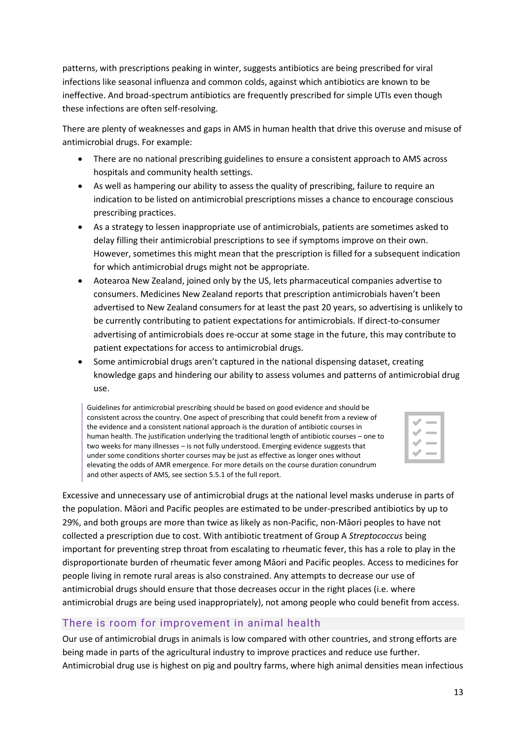patterns, with prescriptions peaking in winter, suggests antibiotics are being prescribed for viral infections like seasonal influenza and common colds, against which antibiotics are known to be ineffective. And broad-spectrum antibiotics are frequently prescribed for simple UTIs even though these infections are often self-resolving.

There are plenty of weaknesses and gaps in AMS in human health that drive this overuse and misuse of antimicrobial drugs. For example:

- There are no national prescribing guidelines to ensure a consistent approach to AMS across hospitals and community health settings.
- As well as hampering our ability to assess the quality of prescribing, failure to require an indication to be listed on antimicrobial prescriptions misses a chance to encourage conscious prescribing practices.
- As a strategy to lessen inappropriate use of antimicrobials, patients are sometimes asked to delay filling their antimicrobial prescriptions to see if symptoms improve on their own. However, sometimes this might mean that the prescription is filled for a subsequent indication for which antimicrobial drugs might not be appropriate.
- Aotearoa New Zealand, joined only by the US, lets pharmaceutical companies advertise to consumers. Medicines New Zealand reports that prescription antimicrobials haven't been advertised to New Zealand consumers for at least the past 20 years, so advertising is unlikely to be currently contributing to patient expectations for antimicrobials. If direct-to-consumer advertising of antimicrobials does re-occur at some stage in the future, this may contribute to patient expectations for access to antimicrobial drugs.
- Some antimicrobial drugs aren't captured in the national dispensing dataset, creating knowledge gaps and hindering our ability to assess volumes and patterns of antimicrobial drug use.

> Guidelines for antimicrobial prescribing should be based on good evidence and should be consistent across the country. One aspect of prescribing that could benefit from a review of the evidence and a consistent national approach is the duration of antibiotic courses in human health. The justification underlying the traditional length of antibiotic courses – one to two weeks for many illnesses – is not fully understood. Emerging evidence suggests that under some conditions shorter courses may be just as effective as longer ones without elevating the odds of AMR emergence. For more details on the course duration conundrum and other aspects of AMS, see section 5.5.1 of the full report.

Excessive and unnecessary use of antimicrobial drugs at the national level masks underuse in parts of the population. Māori and Pacific peoples are estimated to be under-prescribed antibiotics by up to 29%, and both groups are more than twice as likely as non-Pacific, non-Māori peoples to have not collected a prescription due to cost. With antibiotic treatment of Group A *Streptococcus* being important for preventing strep throat from escalating to rheumatic fever, this has a role to play in the disproportionate burden of rheumatic fever among Māori and Pacific peoples. Access to medicines for people living in remote rural areas is also constrained. Any attempts to decrease our use of antimicrobial drugs should ensure that those decreases occur in the right places (i.e. where antimicrobial drugs are being used inappropriately), not among people who could benefit from access.

## There is room for improvement in animal health

Our use of antimicrobial drugs in animals is low compared with other countries, and strong efforts are being made in parts of the agricultural industry to improve practices and reduce use further. Antimicrobial drug use is highest on pig and poultry farms, where high animal densities mean infectious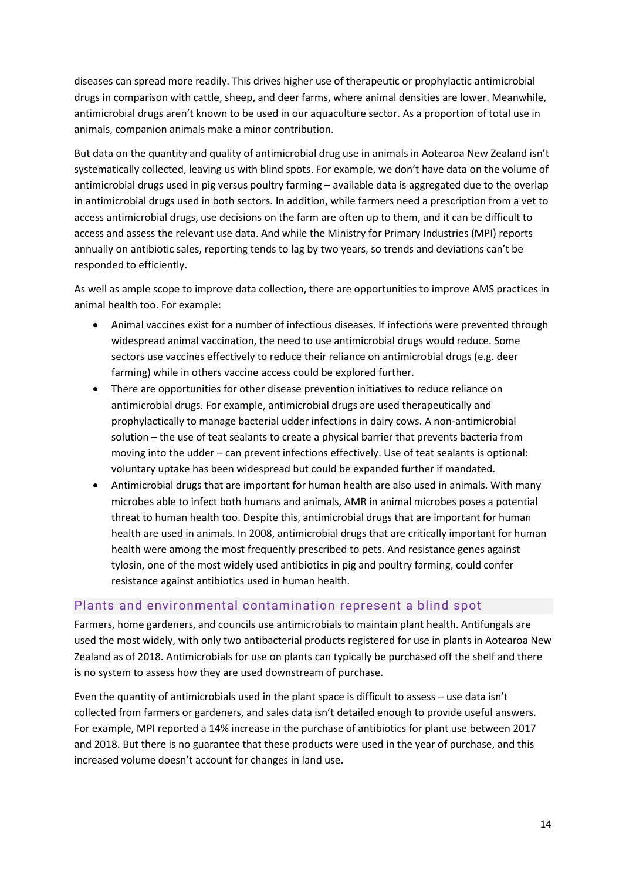diseases can spread more readily. This drives higher use of therapeutic or prophylactic antimicrobial drugs in comparison with cattle, sheep, and deer farms, where animal densities are lower. Meanwhile, antimicrobial drugs aren't known to be used in our aquaculture sector. As a proportion of total use in animals, companion animals make a minor contribution.

But data on the quantity and quality of antimicrobial drug use in animals in Aotearoa New Zealand isn't systematically collected, leaving us with blind spots. For example, we don't have data on the volume of antimicrobial drugs used in pig versus poultry farming – available data is aggregated due to the overlap in antimicrobial drugs used in both sectors. In addition, while farmers need a prescription from a vet to access antimicrobial drugs, use decisions on the farm are often up to them, and it can be difficult to access and assess the relevant use data. And while the Ministry for Primary Industries (MPI) reports annually on antibiotic sales, reporting tends to lag by two years, so trends and deviations can't be responded to efficiently.

As well as ample scope to improve data collection, there are opportunities to improve AMS practices in animal health too. For example:

- Animal vaccines exist for a number of infectious diseases. If infections were prevented through widespread animal vaccination, the need to use antimicrobial drugs would reduce. Some sectors use vaccines effectively to reduce their reliance on antimicrobial drugs (e.g. deer farming) while in others vaccine access could be explored further.
- There are opportunities for other disease prevention initiatives to reduce reliance on antimicrobial drugs. For example, antimicrobial drugs are used therapeutically and prophylactically to manage bacterial udder infections in dairy cows. A non-antimicrobial solution – the use of teat sealants to create a physical barrier that prevents bacteria from moving into the udder – can prevent infections effectively. Use of teat sealants is optional: voluntary uptake has been widespread but could be expanded further if mandated.
- Antimicrobial drugs that are important for human health are also used in animals. With many microbes able to infect both humans and animals, AMR in animal microbes poses a potential threat to human health too. Despite this, antimicrobial drugs that are important for human health are used in animals. In 2008, antimicrobial drugs that are critically important for human health were among the most frequently prescribed to pets. And resistance genes against tylosin, one of the most widely used antibiotics in pig and poultry farming, could confer resistance against antibiotics used in human health.

## Plants and environmental contamination represent a blind spot

Farmers, home gardeners, and councils use antimicrobials to maintain plant health. Antifungals are used the most widely, with only two antibacterial products registered for use in plants in Aotearoa New Zealand as of 2018. Antimicrobials for use on plants can typically be purchased off the shelf and there is no system to assess how they are used downstream of purchase.

Even the quantity of antimicrobials used in the plant space is difficult to assess – use data isn't collected from farmers or gardeners, and sales data isn't detailed enough to provide useful answers. For example, MPI reported a 14% increase in the purchase of antibiotics for plant use between 2017 and 2018. But there is no guarantee that these products were used in the year of purchase, and this increased volume doesn't account for changes in land use.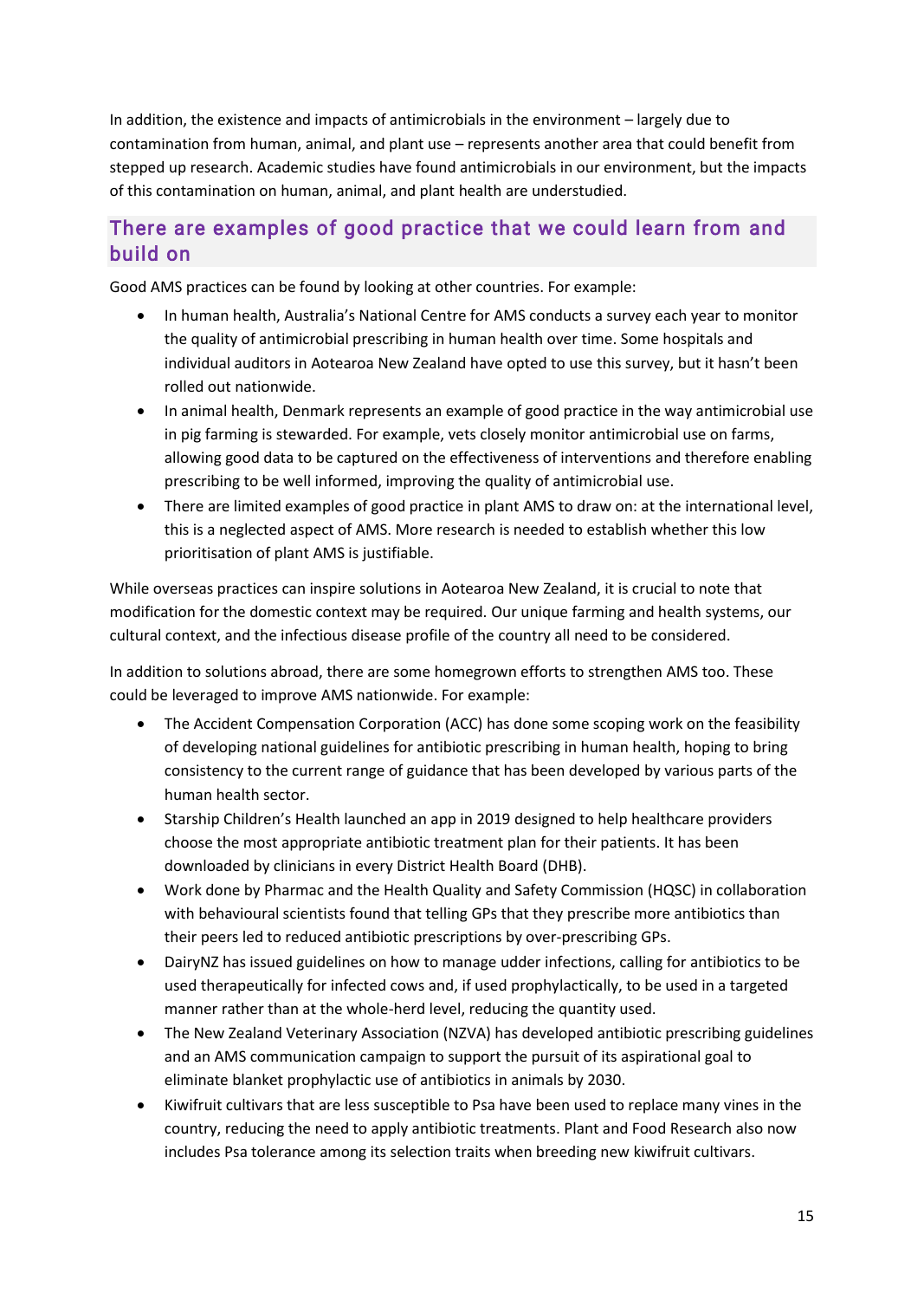In addition, the existence and impacts of antimicrobials in the environment – largely due to contamination from human, animal, and plant use – represents another area that could benefit from stepped up research. Academic studies have found antimicrobials in our environment, but the impacts of this contamination on human, animal, and plant health are understudied.

## There are examples of good practice that we could learn from and build on

Good AMS practices can be found by looking at other countries. For example:

- In human health, Australia's National Centre for AMS conducts a survey each year to monitor the quality of antimicrobial prescribing in human health over time. Some hospitals and individual auditors in Aotearoa New Zealand have opted to use this survey, but it hasn't been rolled out nationwide.
- In animal health, Denmark represents an example of good practice in the way antimicrobial use in pig farming is stewarded. For example, vets closely monitor antimicrobial use on farms, allowing good data to be captured on the effectiveness of interventions and therefore enabling prescribing to be well informed, improving the quality of antimicrobial use.
- There are limited examples of good practice in plant AMS to draw on: at the international level, this is a neglected aspect of AMS. More research is needed to establish whether this low prioritisation of plant AMS is justifiable.

While overseas practices can inspire solutions in Aotearoa New Zealand, it is crucial to note that modification for the domestic context may be required. Our unique farming and health systems, our cultural context, and the infectious disease profile of the country all need to be considered.

In addition to solutions abroad, there are some homegrown efforts to strengthen AMS too. These could be leveraged to improve AMS nationwide. For example:

- The Accident Compensation Corporation (ACC) has done some scoping work on the feasibility of developing national guidelines for antibiotic prescribing in human health, hoping to bring consistency to the current range of guidance that has been developed by various parts of the human health sector.
- Starship Children's Health launched an app in 2019 designed to help healthcare providers choose the most appropriate antibiotic treatment plan for their patients. It has been downloaded by clinicians in every District Health Board (DHB).
- Work done by Pharmac and the Health Quality and Safety Commission (HQSC) in collaboration with behavioural scientists found that telling GPs that they prescribe more antibiotics than their peers led to reduced antibiotic prescriptions by over-prescribing GPs.
- DairyNZ has issued guidelines on how to manage udder infections, calling for antibiotics to be used therapeutically for infected cows and, if used prophylactically, to be used in a targeted manner rather than at the whole-herd level, reducing the quantity used.
- The New Zealand Veterinary Association (NZVA) has developed antibiotic prescribing guidelines and an AMS communication campaign to support the pursuit of its aspirational goal to eliminate blanket prophylactic use of antibiotics in animals by 2030.
- Kiwifruit cultivars that are less susceptible to Psa have been used to replace many vines in the country, reducing the need to apply antibiotic treatments. Plant and Food Research also now includes Psa tolerance among its selection traits when breeding new kiwifruit cultivars.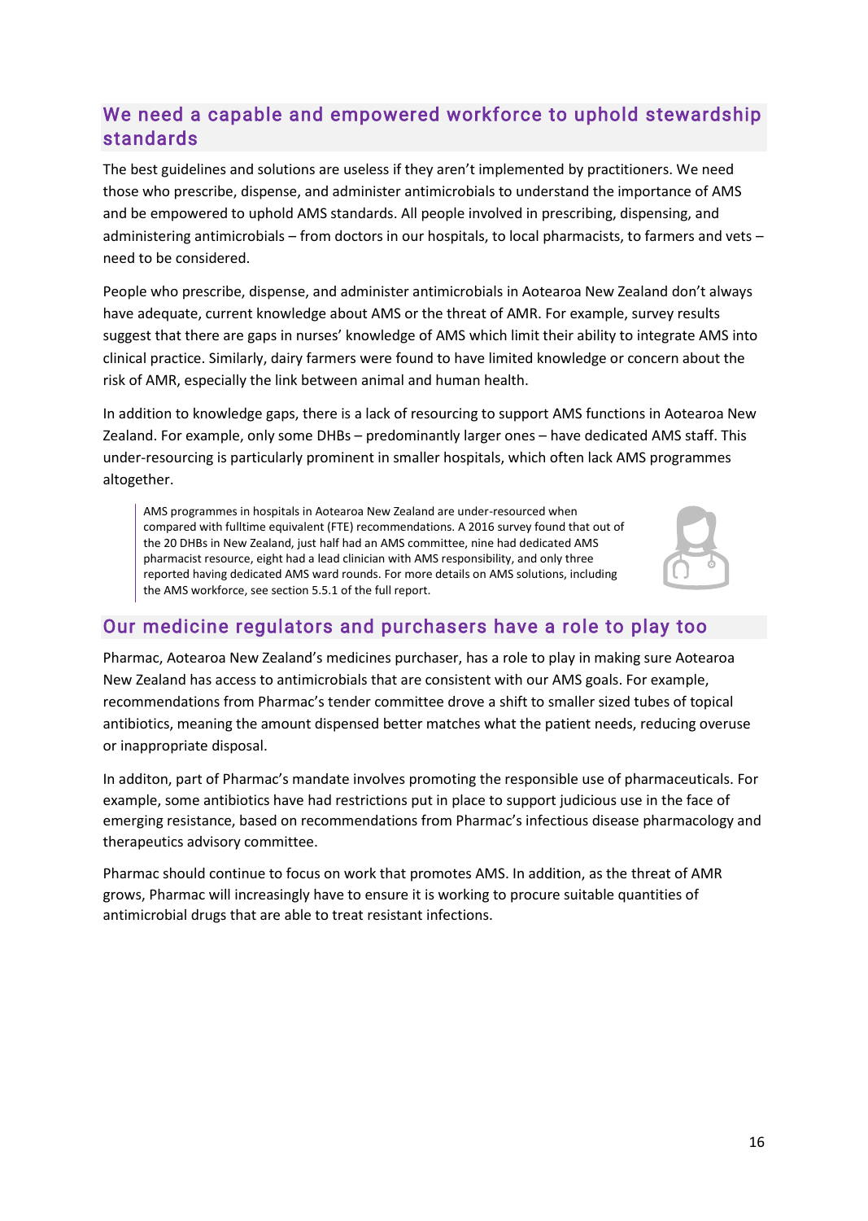## We need a capable and empowered workforce to uphold stewardship standards

The best guidelines and solutions are useless if they aren't implemented by practitioners. We need those who prescribe, dispense, and administer antimicrobials to understand the importance of AMS and be empowered to uphold AMS standards. All people involved in prescribing, dispensing, and administering antimicrobials – from doctors in our hospitals, to local pharmacists, to farmers and vets – need to be considered.

People who prescribe, dispense, and administer antimicrobials in Aotearoa New Zealand don't always have adequate, current knowledge about AMS or the threat of AMR. For example, survey results suggest that there are gaps in nurses' knowledge of AMS which limit their ability to integrate AMS into clinical practice. Similarly, dairy farmers were found to have limited knowledge or concern about the risk of AMR, especially the link between animal and human health.

In addition to knowledge gaps, there is a lack of resourcing to support AMS functions in Aotearoa New Zealand. For example, only some DHBs – predominantly larger ones – have dedicated AMS staff. This under-resourcing is particularly prominent in smaller hospitals, which often lack AMS programmes altogether.

> AMS programmes in hospitals in Aotearoa New Zealand are under-resourced when compared with fulltime equivalent (FTE) recommendations. A 2016 survey found that out of the 20 DHBs in New Zealand, just half had an AMS committee, nine had dedicated AMS pharmacist resource, eight had a lead clinician with AMS responsibility, and only three reported having dedicated AMS ward rounds. For more details on AMS solutions, including the AMS workforce, see section 5.5.1 of the full report.

## Our medicine regulators and purchasers have a role to play too

Pharmac, Aotearoa New Zealand's medicines purchaser, has a role to play in making sure Aotearoa New Zealand has access to antimicrobials that are consistent with our AMS goals. For example, recommendations from Pharmac's tender committee drove a shift to smaller sized tubes of topical antibiotics, meaning the amount dispensed better matches what the patient needs, reducing overuse or inappropriate disposal.

In additon, part of Pharmac's mandate involves promoting the responsible use of pharmaceuticals. For example, some antibiotics have had restrictions put in place to support judicious use in the face of emerging resistance, based on recommendations from Pharmac's infectious disease pharmacology and therapeutics advisory committee.

Pharmac should continue to focus on work that promotes AMS. In addition, as the threat of AMR grows, Pharmac will increasingly have to ensure it is working to procure suitable quantities of antimicrobial drugs that are able to treat resistant infections.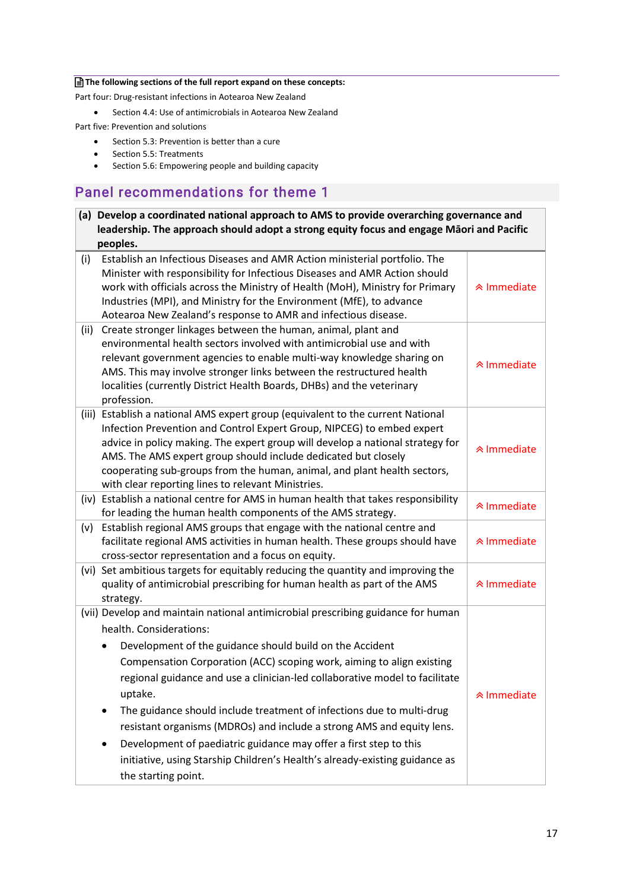**The following sections of the full report expand on these concepts:**

Part four: Drug-resistant infections in Aotearoa New Zealand

- Section 4.4: Use of antimicrobials in Aotearoa New Zealand

Part five: Prevention and solutions

- Section 5.3: Prevention is better than a cure
- Section 5.5: Treatments
- Section 5.6: Empowering people and building capacity

## Panel recommendations for theme 1

| **(a) Develop a coordinated national approach to AMS to provide overarching governance and leadership. The approach should adopt a strong equity focus and engage Māori and Pacific peoples.** | |
|---|---|
| (i) Establish an Infectious Diseases and AMR Action ministerial portfolio. The Minister with responsibility for Infectious Diseases and AMR Action should work with officials across the Ministry of Health (MoH), Ministry for Primary Industries (MPI), and Ministry for the Environment (MfE), to advance Aotearoa New Zealand's response to AMR and infectious disease. | Immediate |
| (ii) Create stronger linkages between the human, animal, plant and environmental health sectors involved with antimicrobial use and with relevant government agencies to enable multi-way knowledge sharing on AMS. This may involve stronger links between the restructured health localities (currently District Health Boards, DHBs) and the veterinary profession. | Immediate |
| (iii) Establish a national AMS expert group (equivalent to the current National Infection Prevention and Control Expert Group, NIPCEG) to embed expert advice in policy making. The expert group will develop a national strategy for AMS. The AMS expert group should include dedicated but closely cooperating sub-groups from the human, animal, and plant health sectors, with clear reporting lines to relevant Ministries. | Immediate |
| (iv) Establish a national centre for AMS in human health that takes responsibility for leading the human health components of the AMS strategy. | Immediate |
| (v) Establish regional AMS groups that engage with the national centre and facilitate regional AMS activities in human health. These groups should have cross-sector representation and a focus on equity. | Immediate |
| (vi) Set ambitious targets for equitably reducing the quantity and improving the quality of antimicrobial prescribing for human health as part of the AMS strategy. | Immediate |
| (vii) Develop and maintain national antimicrobial prescribing guidance for human health. Considerations:<br>• Development of the guidance should build on the Accident Compensation Corporation (ACC) scoping work, aiming to align existing regional guidance and use a clinician-led collaborative model to facilitate uptake.<br>• The guidance should include treatment of infections due to multi-drug resistant organisms (MDROs) and include a strong AMS and equity lens.<br>• Development of paediatric guidance may offer a first step to this initiative, using Starship Children's Health's already-existing guidance as the starting point. | Immediate |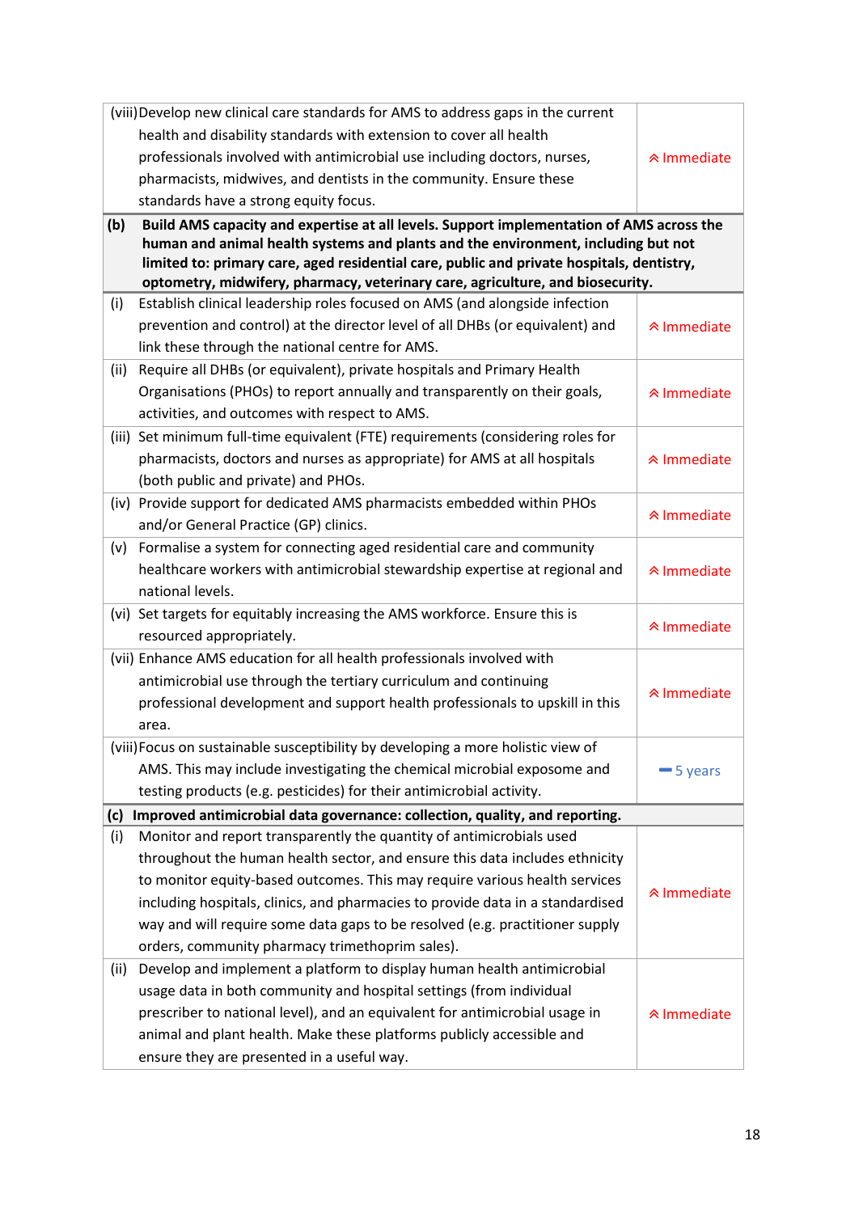| Action | Timeframe |
|---|---|
| (viii) Develop new clinical care standards for AMS to address gaps in the current health and disability standards with extension to cover all health professionals involved with antimicrobial use including doctors, nurses, pharmacists, midwives, and dentists in the community. Ensure these standards have a strong equity focus. | ⮝ Immediate |
| **(b) Build AMS capacity and expertise at all levels. Support implementation of AMS across the human and animal health systems and plants and the environment, including but not limited to: primary care, aged residential care, public and private hospitals, dentistry, optometry, midwifery, pharmacy, veterinary care, agriculture, and biosecurity.** | |
| (i) Establish clinical leadership roles focused on AMS (and alongside infection prevention and control) at the director level of all DHBs (or equivalent) and link these through the national centre for AMS. | ⮝ Immediate |
| (ii) Require all DHBs (or equivalent), private hospitals and Primary Health Organisations (PHOs) to report annually and transparently on their goals, activities, and outcomes with respect to AMS. | ⮝ Immediate |
| (iii) Set minimum full-time equivalent (FTE) requirements (considering roles for pharmacists, doctors and nurses as appropriate) for AMS at all hospitals (both public and private) and PHOs. | ⮝ Immediate |
| (iv) Provide support for dedicated AMS pharmacists embedded within PHOs and/or General Practice (GP) clinics. | ⮝ Immediate |
| (v) Formalise a system for connecting aged residential care and community healthcare workers with antimicrobial stewardship expertise at regional and national levels. | ⮝ Immediate |
| (vi) Set targets for equitably increasing the AMS workforce. Ensure this is resourced appropriately. | ⮝ Immediate |
| (vii) Enhance AMS education for all health professionals involved with antimicrobial use through the tertiary curriculum and continuing professional development and support health professionals to upskill in this area. | ⮝ Immediate |
| (viii) Focus on sustainable susceptibility by developing a more holistic view of AMS. This may include investigating the chemical microbial exposome and testing products (e.g. pesticides) for their antimicrobial activity. | ━ 5 years |
| **(c) Improved antimicrobial data governance: collection, quality, and reporting.** | |
| (i) Monitor and report transparently the quantity of antimicrobials used throughout the human health sector, and ensure this data includes ethnicity to monitor equity-based outcomes. This may require various health services including hospitals, clinics, and pharmacies to provide data in a standardised way and will require some data gaps to be resolved (e.g. practitioner supply orders, community pharmacy trimethoprim sales). | ⮝ Immediate |
| (ii) Develop and implement a platform to display human health antimicrobial usage data in both community and hospital settings (from individual prescriber to national level), and an equivalent for antimicrobial usage in animal and plant health. Make these platforms publicly accessible and ensure they are presented in a useful way. | ⮝ Immediate |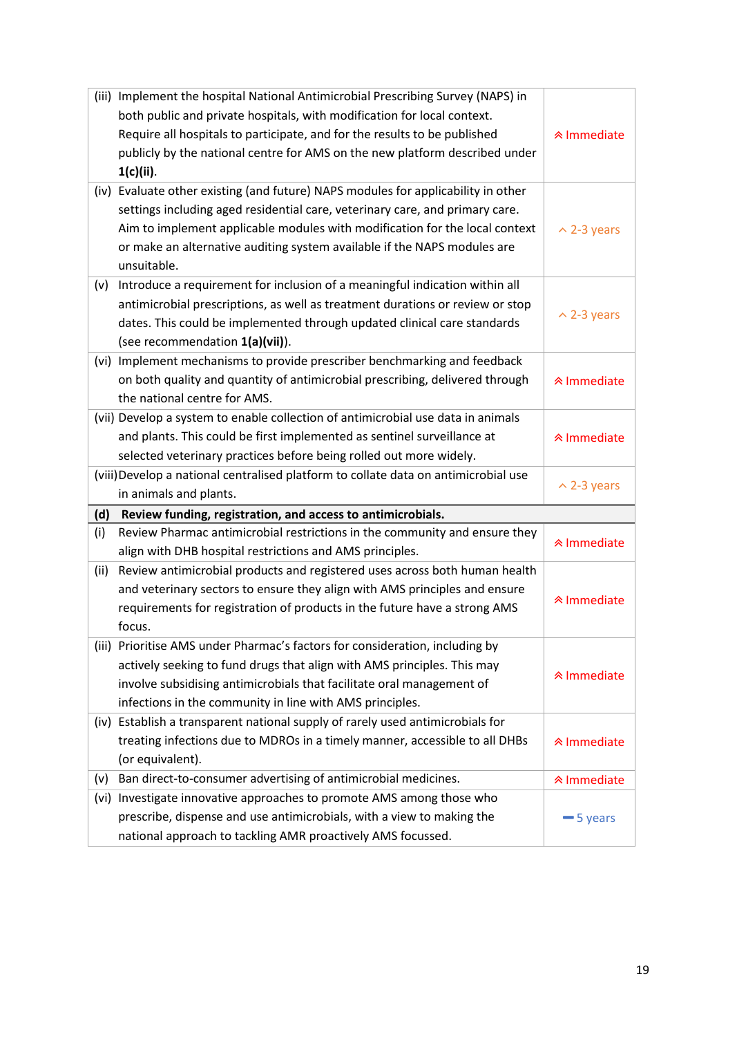| | |
|---|---|
| (iii) Implement the hospital National Antimicrobial Prescribing Survey (NAPS) in both public and private hospitals, with modification for local context. Require all hospitals to participate, and for the results to be published publicly by the national centre for AMS on the new platform described under **1(c)(ii)**. | ⮝ Immediate |
| (iv) Evaluate other existing (and future) NAPS modules for applicability in other settings including aged residential care, veterinary care, and primary care. Aim to implement applicable modules with modification for the local context or make an alternative auditing system available if the NAPS modules are unsuitable. | ^ 2-3 years |
| (v) Introduce a requirement for inclusion of a meaningful indication within all antimicrobial prescriptions, as well as treatment durations or review or stop dates. This could be implemented through updated clinical care standards (see recommendation **1(a)(vii)**). | ^ 2-3 years |
| (vi) Implement mechanisms to provide prescriber benchmarking and feedback on both quality and quantity of antimicrobial prescribing, delivered through the national centre for AMS. | ⮝ Immediate |
| (vii) Develop a system to enable collection of antimicrobial use data in animals and plants. This could be first implemented as sentinel surveillance at selected veterinary practices before being rolled out more widely. | ⮝ Immediate |
| (viii) Develop a national centralised platform to collate data on antimicrobial use in animals and plants. | ^ 2-3 years |
| **(d) Review funding, registration, and access to antimicrobials.** | |
| (i) Review Pharmac antimicrobial restrictions in the community and ensure they align with DHB hospital restrictions and AMS principles. | ⮝ Immediate |
| (ii) Review antimicrobial products and registered uses across both human health and veterinary sectors to ensure they align with AMS principles and ensure requirements for registration of products in the future have a strong AMS focus. | ⮝ Immediate |
| (iii) Prioritise AMS under Pharmac's factors for consideration, including by actively seeking to fund drugs that align with AMS principles. This may involve subsidising antimicrobials that facilitate oral management of infections in the community in line with AMS principles. | ⮝ Immediate |
| (iv) Establish a transparent national supply of rarely used antimicrobials for treating infections due to MDROs in a timely manner, accessible to all DHBs (or equivalent). | ⮝ Immediate |
| (v) Ban direct-to-consumer advertising of antimicrobial medicines. | ⮝ Immediate |
| (vi) Investigate innovative approaches to promote AMS among those who prescribe, dispense and use antimicrobials, with a view to making the national approach to tackling AMR proactively AMS focussed. | — 5 years |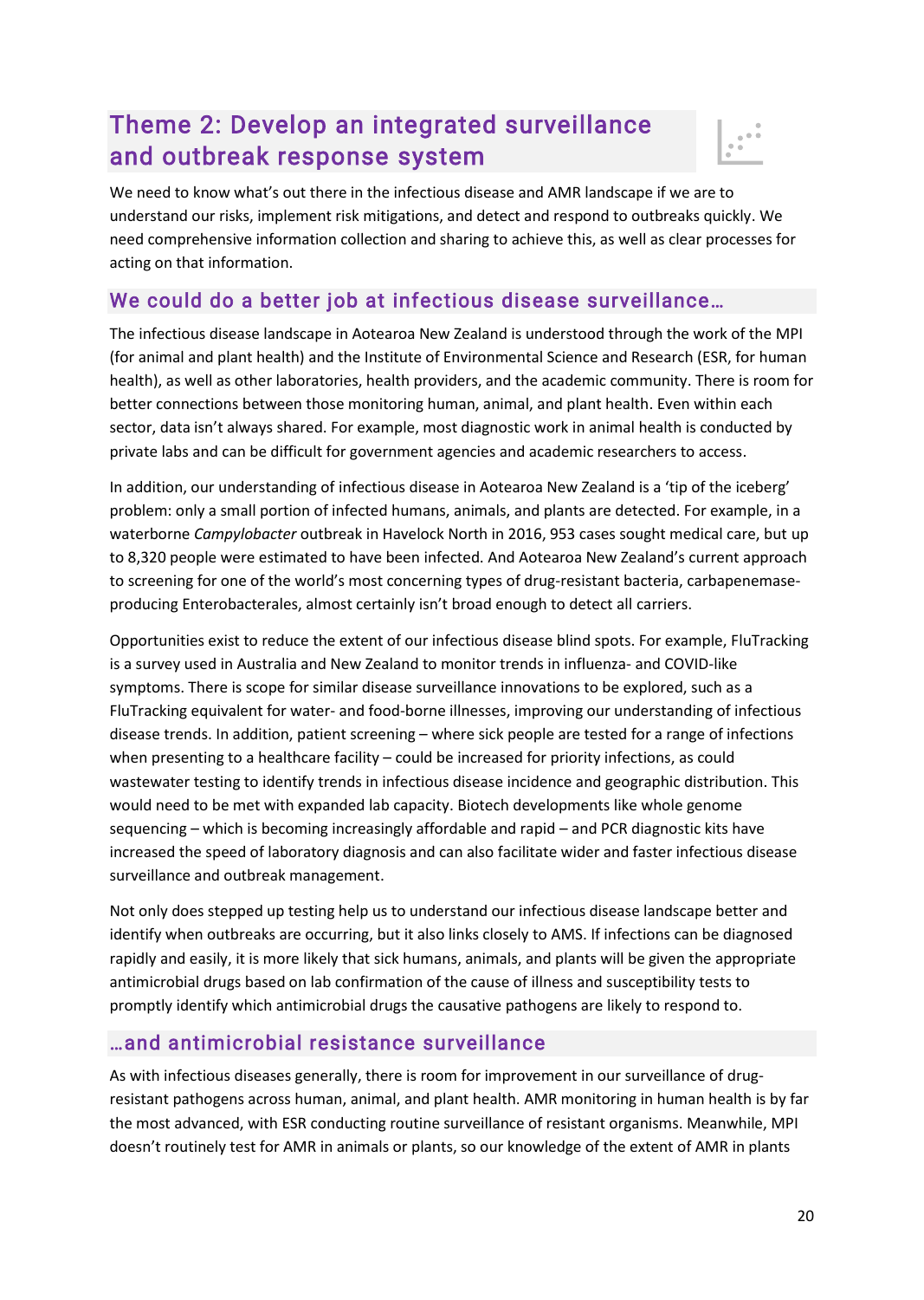## Theme 2: Develop an integrated surveillance and outbreak response system

We need to know what's out there in the infectious disease and AMR landscape if we are to understand our risks, implement risk mitigations, and detect and respond to outbreaks quickly. We need comprehensive information collection and sharing to achieve this, as well as clear processes for acting on that information.

### We could do a better job at infectious disease surveillance…

The infectious disease landscape in Aotearoa New Zealand is understood through the work of the MPI (for animal and plant health) and the Institute of Environmental Science and Research (ESR, for human health), as well as other laboratories, health providers, and the academic community. There is room for better connections between those monitoring human, animal, and plant health. Even within each sector, data isn't always shared. For example, most diagnostic work in animal health is conducted by private labs and can be difficult for government agencies and academic researchers to access.

In addition, our understanding of infectious disease in Aotearoa New Zealand is a 'tip of the iceberg' problem: only a small portion of infected humans, animals, and plants are detected. For example, in a waterborne *Campylobacter* outbreak in Havelock North in 2016, 953 cases sought medical care, but up to 8,320 people were estimated to have been infected. And Aotearoa New Zealand's current approach to screening for one of the world's most concerning types of drug-resistant bacteria, carbapenemase-producing Enterobacterales, almost certainly isn't broad enough to detect all carriers.

Opportunities exist to reduce the extent of our infectious disease blind spots. For example, FluTracking is a survey used in Australia and New Zealand to monitor trends in influenza- and COVID-like symptoms. There is scope for similar disease surveillance innovations to be explored, such as a FluTracking equivalent for water- and food-borne illnesses, improving our understanding of infectious disease trends. In addition, patient screening – where sick people are tested for a range of infections when presenting to a healthcare facility – could be increased for priority infections, as could wastewater testing to identify trends in infectious disease incidence and geographic distribution. This would need to be met with expanded lab capacity. Biotech developments like whole genome sequencing – which is becoming increasingly affordable and rapid – and PCR diagnostic kits have increased the speed of laboratory diagnosis and can also facilitate wider and faster infectious disease surveillance and outbreak management.

Not only does stepped up testing help us to understand our infectious disease landscape better and identify when outbreaks are occurring, but it also links closely to AMS. If infections can be diagnosed rapidly and easily, it is more likely that sick humans, animals, and plants will be given the appropriate antimicrobial drugs based on lab confirmation of the cause of illness and susceptibility tests to promptly identify which antimicrobial drugs the causative pathogens are likely to respond to.

### …and antimicrobial resistance surveillance

As with infectious diseases generally, there is room for improvement in our surveillance of drug-resistant pathogens across human, animal, and plant health. AMR monitoring in human health is by far the most advanced, with ESR conducting routine surveillance of resistant organisms. Meanwhile, MPI doesn't routinely test for AMR in animals or plants, so our knowledge of the extent of AMR in plants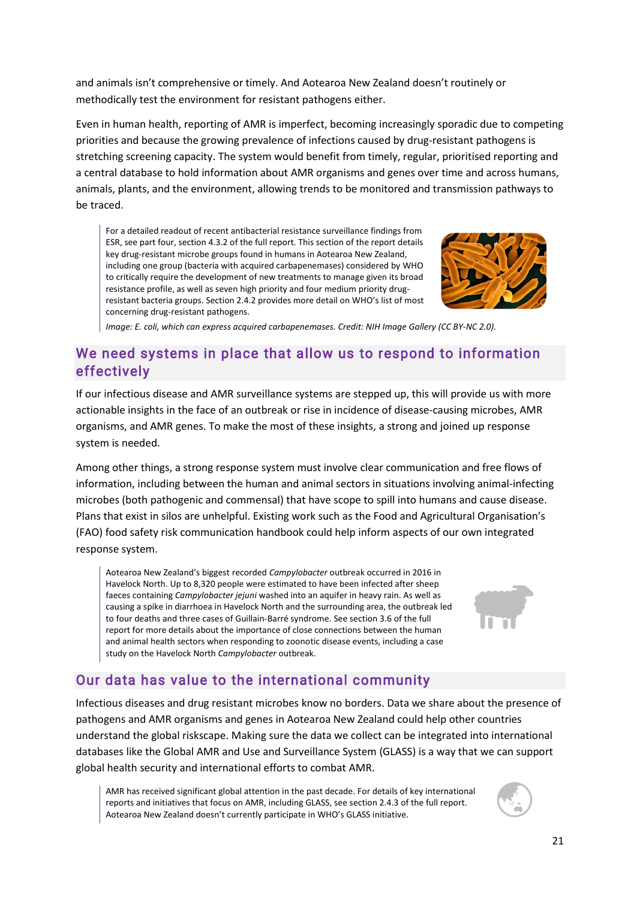and animals isn't comprehensive or timely. And Aotearoa New Zealand doesn't routinely or methodically test the environment for resistant pathogens either.

Even in human health, reporting of AMR is imperfect, becoming increasingly sporadic due to competing priorities and because the growing prevalence of infections caused by drug-resistant pathogens is stretching screening capacity. The system would benefit from timely, regular, prioritised reporting and a central database to hold information about AMR organisms and genes over time and across humans, animals, plants, and the environment, allowing trends to be monitored and transmission pathways to be traced.

> For a detailed readout of recent antibacterial resistance surveillance findings from ESR, see part four, section 4.3.2 of the full report. This section of the report details key drug-resistant microbe groups found in humans in Aotearoa New Zealand, including one group (bacteria with acquired carbapenemases) considered by WHO to critically require the development of new treatments to manage given its broad resistance profile, as well as seven high priority and four medium priority drug-resistant bacteria groups. Section 2.4.2 provides more detail on WHO's list of most concerning drug-resistant pathogens.
>
> *Image: E. coli, which can express acquired carbapenemases. Credit: NIH Image Gallery (CC BY-NC 2.0).*

## We need systems in place that allow us to respond to information effectively

If our infectious disease and AMR surveillance systems are stepped up, this will provide us with more actionable insights in the face of an outbreak or rise in incidence of disease-causing microbes, AMR organisms, and AMR genes. To make the most of these insights, a strong and joined up response system is needed.

Among other things, a strong response system must involve clear communication and free flows of information, including between the human and animal sectors in situations involving animal-infecting microbes (both pathogenic and commensal) that have scope to spill into humans and cause disease. Plans that exist in silos are unhelpful. Existing work such as the Food and Agricultural Organisation's (FAO) food safety risk communication handbook could help inform aspects of our own integrated response system.

> Aotearoa New Zealand's biggest recorded *Campylobacter* outbreak occurred in 2016 in Havelock North. Up to 8,320 people were estimated to have been infected after sheep faeces containing *Campylobacter jejuni* washed into an aquifer in heavy rain. As well as causing a spike in diarrhoea in Havelock North and the surrounding area, the outbreak led to four deaths and three cases of Guillain-Barré syndrome. See section 3.6 of the full report for more details about the importance of close connections between the human and animal health sectors when responding to zoonotic disease events, including a case study on the Havelock North *Campylobacter* outbreak.

## Our data has value to the international community

Infectious diseases and drug resistant microbes know no borders. Data we share about the presence of pathogens and AMR organisms and genes in Aotearoa New Zealand could help other countries understand the global riskscape. Making sure the data we collect can be integrated into international databases like the Global AMR and Use and Surveillance System (GLASS) is a way that we can support global health security and international efforts to combat AMR.

> AMR has received significant global attention in the past decade. For details of key international reports and initiatives that focus on AMR, including GLASS, see section 2.4.3 of the full report. Aotearoa New Zealand doesn't currently participate in WHO's GLASS initiative.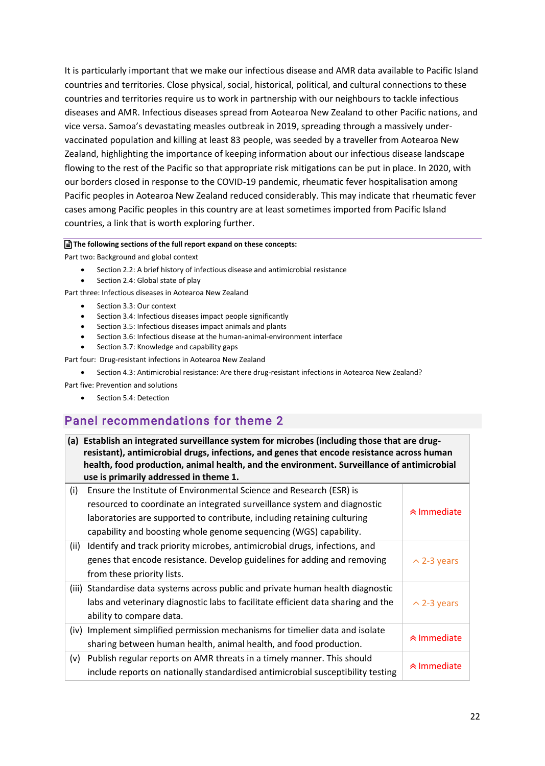It is particularly important that we make our infectious disease and AMR data available to Pacific Island countries and territories. Close physical, social, historical, political, and cultural connections to these countries and territories require us to work in partnership with our neighbours to tackle infectious diseases and AMR. Infectious diseases spread from Aotearoa New Zealand to other Pacific nations, and vice versa. Samoa's devastating measles outbreak in 2019, spreading through a massively under-vaccinated population and killing at least 83 people, was seeded by a traveller from Aotearoa New Zealand, highlighting the importance of keeping information about our infectious disease landscape flowing to the rest of the Pacific so that appropriate risk mitigations can be put in place. In 2020, with our borders closed in response to the COVID-19 pandemic, rheumatic fever hospitalisation among Pacific peoples in Aotearoa New Zealand reduced considerably. This may indicate that rheumatic fever cases among Pacific peoples in this country are at least sometimes imported from Pacific Island countries, a link that is worth exploring further.

**The following sections of the full report expand on these concepts:**

Part two: Background and global context

- Section 2.2: A brief history of infectious disease and antimicrobial resistance
- Section 2.4: Global state of play

Part three: Infectious diseases in Aotearoa New Zealand

- Section 3.3: Our context
- Section 3.4: Infectious diseases impact people significantly
- Section 3.5: Infectious diseases impact animals and plants
- Section 3.6: Infectious disease at the human-animal-environment interface
- Section 3.7: Knowledge and capability gaps

Part four: Drug-resistant infections in Aotearoa New Zealand

- Section 4.3: Antimicrobial resistance: Are there drug-resistant infections in Aotearoa New Zealand?

Part five: Prevention and solutions

- Section 5.4: Detection

## Panel recommendations for theme 2

| **(a) Establish an integrated surveillance system for microbes (including those that are drug-resistant), antimicrobial drugs, infections, and genes that encode resistance across human health, food production, animal health, and the environment. Surveillance of antimicrobial use is primarily addressed in theme 1.** | |
|---|---|
| (i) Ensure the Institute of Environmental Science and Research (ESR) is resourced to coordinate an integrated surveillance system and diagnostic laboratories are supported to contribute, including retaining culturing capability and boosting whole genome sequencing (WGS) capability. | Immediate |
| (ii) Identify and track priority microbes, antimicrobial drugs, infections, and genes that encode resistance. Develop guidelines for adding and removing from these priority lists. | 2-3 years |
| (iii) Standardise data systems across public and private human health diagnostic labs and veterinary diagnostic labs to facilitate efficient data sharing and the ability to compare data. | 2-3 years |
| (iv) Implement simplified permission mechanisms for timelier data and isolate sharing between human health, animal health, and food production. | Immediate |
| (v) Publish regular reports on AMR threats in a timely manner. This should include reports on nationally standardised antimicrobial susceptibility testing | Immediate |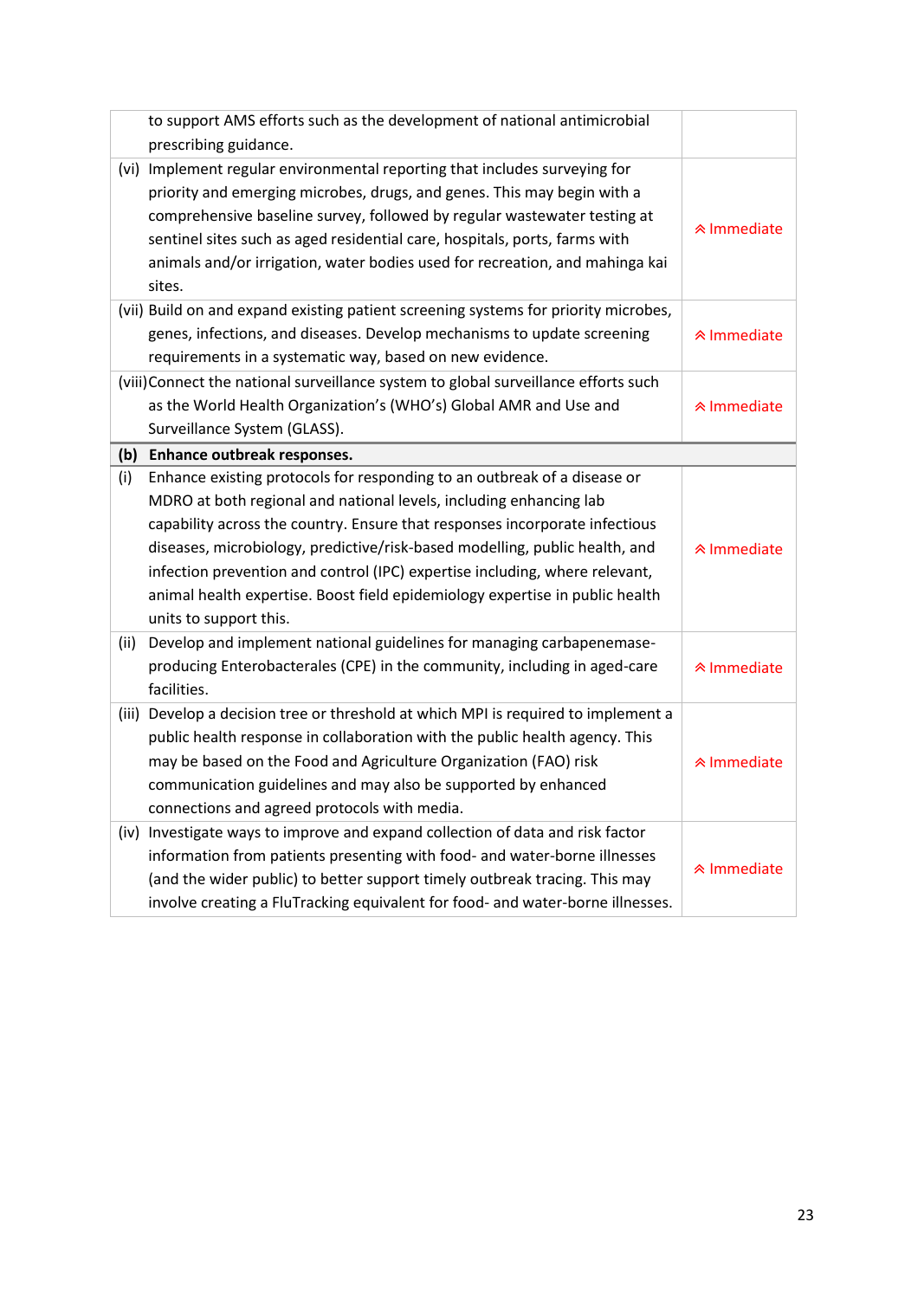| | |
|---|---|
| to support AMS efforts such as the development of national antimicrobial prescribing guidance. | |
| (vi) Implement regular environmental reporting that includes surveying for priority and emerging microbes, drugs, and genes. This may begin with a comprehensive baseline survey, followed by regular wastewater testing at sentinel sites such as aged residential care, hospitals, ports, farms with animals and/or irrigation, water bodies used for recreation, and mahinga kai sites. | ⮝ Immediate |
| (vii) Build on and expand existing patient screening systems for priority microbes, genes, infections, and diseases. Develop mechanisms to update screening requirements in a systematic way, based on new evidence. | ⮝ Immediate |
| (viii) Connect the national surveillance system to global surveillance efforts such as the World Health Organization's (WHO's) Global AMR and Use and Surveillance System (GLASS). | ⮝ Immediate |
| **(b) Enhance outbreak responses.** | |
| (i) Enhance existing protocols for responding to an outbreak of a disease or MDRO at both regional and national levels, including enhancing lab capability across the country. Ensure that responses incorporate infectious diseases, microbiology, predictive/risk-based modelling, public health, and infection prevention and control (IPC) expertise including, where relevant, animal health expertise. Boost field epidemiology expertise in public health units to support this. | ⮝ Immediate |
| (ii) Develop and implement national guidelines for managing carbapenemase-producing Enterobacterales (CPE) in the community, including in aged-care facilities. | ⮝ Immediate |
| (iii) Develop a decision tree or threshold at which MPI is required to implement a public health response in collaboration with the public health agency. This may be based on the Food and Agriculture Organization (FAO) risk communication guidelines and may also be supported by enhanced connections and agreed protocols with media. | ⮝ Immediate |
| (iv) Investigate ways to improve and expand collection of data and risk factor information from patients presenting with food- and water-borne illnesses (and the wider public) to better support timely outbreak tracing. This may involve creating a FluTracking equivalent for food- and water-borne illnesses. | ⮝ Immediate |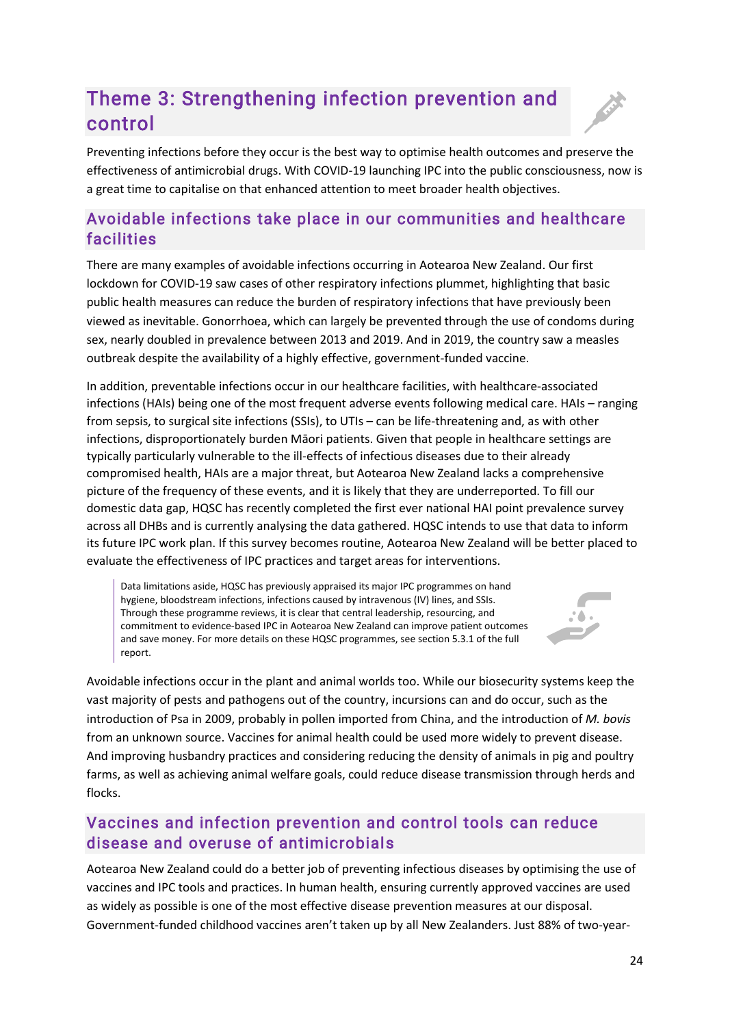## Theme 3: Strengthening infection prevention and control

Preventing infections before they occur is the best way to optimise health outcomes and preserve the effectiveness of antimicrobial drugs. With COVID-19 launching IPC into the public consciousness, now is a great time to capitalise on that enhanced attention to meet broader health objectives.

### Avoidable infections take place in our communities and healthcare facilities

There are many examples of avoidable infections occurring in Aotearoa New Zealand. Our first lockdown for COVID-19 saw cases of other respiratory infections plummet, highlighting that basic public health measures can reduce the burden of respiratory infections that have previously been viewed as inevitable. Gonorrhoea, which can largely be prevented through the use of condoms during sex, nearly doubled in prevalence between 2013 and 2019. And in 2019, the country saw a measles outbreak despite the availability of a highly effective, government-funded vaccine.

In addition, preventable infections occur in our healthcare facilities, with healthcare-associated infections (HAIs) being one of the most frequent adverse events following medical care. HAIs – ranging from sepsis, to surgical site infections (SSIs), to UTIs – can be life-threatening and, as with other infections, disproportionately burden Māori patients. Given that people in healthcare settings are typically particularly vulnerable to the ill-effects of infectious diseases due to their already compromised health, HAIs are a major threat, but Aotearoa New Zealand lacks a comprehensive picture of the frequency of these events, and it is likely that they are underreported. To fill our domestic data gap, HQSC has recently completed the first ever national HAI point prevalence survey across all DHBs and is currently analysing the data gathered. HQSC intends to use that data to inform its future IPC work plan. If this survey becomes routine, Aotearoa New Zealand will be better placed to evaluate the effectiveness of IPC practices and target areas for interventions.

> Data limitations aside, HQSC has previously appraised its major IPC programmes on hand hygiene, bloodstream infections, infections caused by intravenous (IV) lines, and SSIs. Through these programme reviews, it is clear that central leadership, resourcing, and commitment to evidence-based IPC in Aotearoa New Zealand can improve patient outcomes and save money. For more details on these HQSC programmes, see section 5.3.1 of the full report.

Avoidable infections occur in the plant and animal worlds too. While our biosecurity systems keep the vast majority of pests and pathogens out of the country, incursions can and do occur, such as the introduction of Psa in 2009, probably in pollen imported from China, and the introduction of *M. bovis* from an unknown source. Vaccines for animal health could be used more widely to prevent disease. And improving husbandry practices and considering reducing the density of animals in pig and poultry farms, as well as achieving animal welfare goals, could reduce disease transmission through herds and flocks.

### Vaccines and infection prevention and control tools can reduce disease and overuse of antimicrobials

Aotearoa New Zealand could do a better job of preventing infectious diseases by optimising the use of vaccines and IPC tools and practices. In human health, ensuring currently approved vaccines are used as widely as possible is one of the most effective disease prevention measures at our disposal. Government-funded childhood vaccines aren't taken up by all New Zealanders. Just 88% of two-year-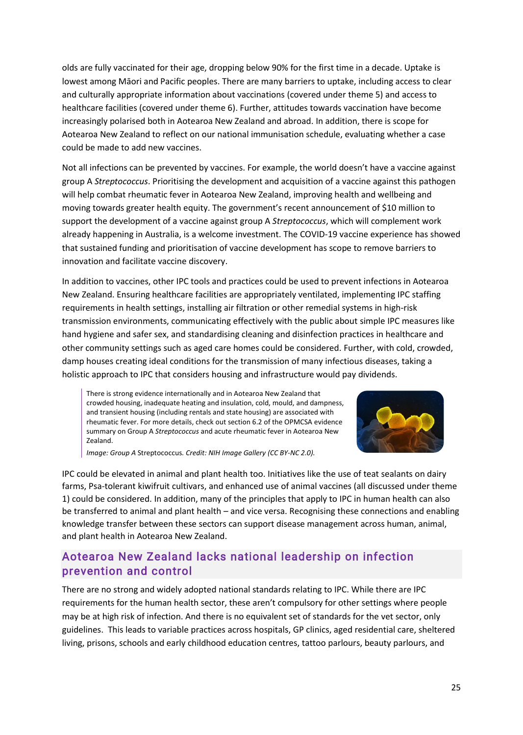olds are fully vaccinated for their age, dropping below 90% for the first time in a decade. Uptake is lowest among Māori and Pacific peoples. There are many barriers to uptake, including access to clear and culturally appropriate information about vaccinations (covered under theme 5) and access to healthcare facilities (covered under theme 6). Further, attitudes towards vaccination have become increasingly polarised both in Aotearoa New Zealand and abroad. In addition, there is scope for Aotearoa New Zealand to reflect on our national immunisation schedule, evaluating whether a case could be made to add new vaccines.

Not all infections can be prevented by vaccines. For example, the world doesn't have a vaccine against group A *Streptococcus*. Prioritising the development and acquisition of a vaccine against this pathogen will help combat rheumatic fever in Aotearoa New Zealand, improving health and wellbeing and moving towards greater health equity. The government's recent announcement of $10 million to support the development of a vaccine against group A *Streptococcus*, which will complement work already happening in Australia, is a welcome investment. The COVID-19 vaccine experience has showed that sustained funding and prioritisation of vaccine development has scope to remove barriers to innovation and facilitate vaccine discovery.

In addition to vaccines, other IPC tools and practices could be used to prevent infections in Aotearoa New Zealand. Ensuring healthcare facilities are appropriately ventilated, implementing IPC staffing requirements in health settings, installing air filtration or other remedial systems in high-risk transmission environments, communicating effectively with the public about simple IPC measures like hand hygiene and safer sex, and standardising cleaning and disinfection practices in healthcare and other community settings such as aged care homes could be considered. Further, with cold, crowded, damp houses creating ideal conditions for the transmission of many infectious diseases, taking a holistic approach to IPC that considers housing and infrastructure would pay dividends.

> There is strong evidence internationally and in Aotearoa New Zealand that crowded housing, inadequate heating and insulation, cold, mould, and dampness, and transient housing (including rentals and state housing) are associated with rheumatic fever. For more details, check out section 6.2 of the OPMCSA evidence summary on Group A *Streptococcus* and acute rheumatic fever in Aotearoa New Zealand.
>
> *Image: Group A* Streptococcus. *Credit: NIH Image Gallery (CC BY-NC 2.0).*

IPC could be elevated in animal and plant health too. Initiatives like the use of teat sealants on dairy farms, Psa-tolerant kiwifruit cultivars, and enhanced use of animal vaccines (all discussed under theme 1) could be considered. In addition, many of the principles that apply to IPC in human health can also be transferred to animal and plant health – and vice versa. Recognising these connections and enabling knowledge transfer between these sectors can support disease management across human, animal, and plant health in Aotearoa New Zealand.

## Aotearoa New Zealand lacks national leadership on infection prevention and control

There are no strong and widely adopted national standards relating to IPC. While there are IPC requirements for the human health sector, these aren't compulsory for other settings where people may be at high risk of infection. And there is no equivalent set of standards for the vet sector, only guidelines. This leads to variable practices across hospitals, GP clinics, aged residential care, sheltered living, prisons, schools and early childhood education centres, tattoo parlours, beauty parlours, and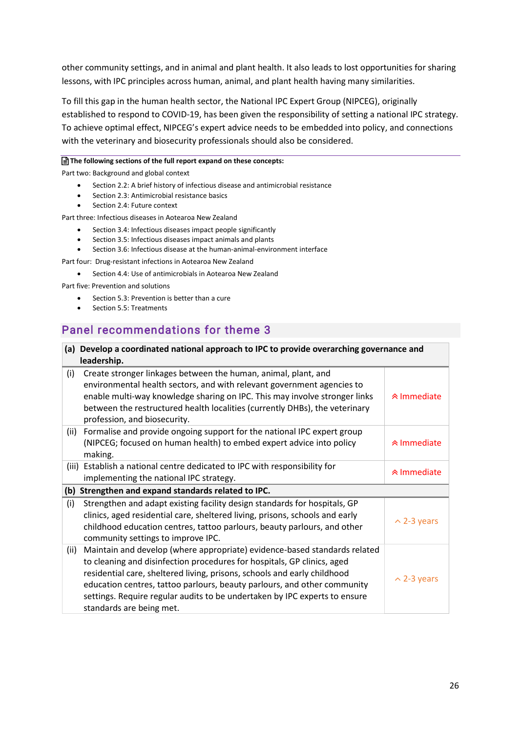other community settings, and in animal and plant health. It also leads to lost opportunities for sharing lessons, with IPC principles across human, animal, and plant health having many similarities.

To fill this gap in the human health sector, the National IPC Expert Group (NIPCEG), originally established to respond to COVID-19, has been given the responsibility of setting a national IPC strategy. To achieve optimal effect, NIPCEG's expert advice needs to be embedded into policy, and connections with the veterinary and biosecurity professionals should also be considered.

**The following sections of the full report expand on these concepts:**

Part two: Background and global context

- Section 2.2: A brief history of infectious disease and antimicrobial resistance
- Section 2.3: Antimicrobial resistance basics
- Section 2.4: Future context

Part three: Infectious diseases in Aotearoa New Zealand

- Section 3.4: Infectious diseases impact people significantly
- Section 3.5: Infectious diseases impact animals and plants
- Section 3.6: Infectious disease at the human-animal-environment interface

Part four: Drug-resistant infections in Aotearoa New Zealand

- Section 4.4: Use of antimicrobials in Aotearoa New Zealand

Part five: Prevention and solutions

- Section 5.3: Prevention is better than a cure
- Section 5.5: Treatments

## Panel recommendations for theme 3

| | | |
|---|---|---|
| **(a)** | **Develop a coordinated national approach to IPC to provide overarching governance and leadership.** | |
| (i) | Create stronger linkages between the human, animal, plant, and environmental health sectors, and with relevant government agencies to enable multi-way knowledge sharing on IPC. This may involve stronger links between the restructured health localities (currently DHBs), the veterinary profession, and biosecurity. | Immediate |
| (ii) | Formalise and provide ongoing support for the national IPC expert group (NIPCEG; focused on human health) to embed expert advice into policy making. | Immediate |
| (iii) | Establish a national centre dedicated to IPC with responsibility for implementing the national IPC strategy. | Immediate |
| **(b)** | **Strengthen and expand standards related to IPC.** | |
| (i) | Strengthen and adapt existing facility design standards for hospitals, GP clinics, aged residential care, sheltered living, prisons, schools and early childhood education centres, tattoo parlours, beauty parlours, and other community settings to improve IPC. | 2-3 years |
| (ii) | Maintain and develop (where appropriate) evidence-based standards related to cleaning and disinfection procedures for hospitals, GP clinics, aged residential care, sheltered living, prisons, schools and early childhood education centres, tattoo parlours, beauty parlours, and other community settings. Require regular audits to be undertaken by IPC experts to ensure standards are being met. | 2-3 years |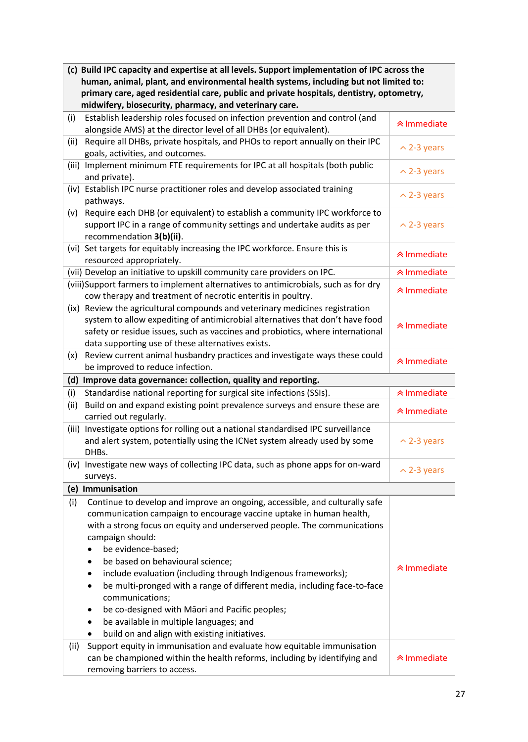| (c) Build IPC capacity and expertise at all levels. Support implementation of IPC across the human, animal, plant, and environmental health systems, including but not limited to: primary care, aged residential care, public and private hospitals, dentistry, optometry, midwifery, biosecurity, pharmacy, and veterinary care. | |
|---|---|
| (i) Establish leadership roles focused on infection prevention and control (and alongside AMS) at the director level of all DHBs (or equivalent). | Immediate |
| (ii) Require all DHBs, private hospitals, and PHOs to report annually on their IPC goals, activities, and outcomes. | 2-3 years |
| (iii) Implement minimum FTE requirements for IPC at all hospitals (both public and private). | 2-3 years |
| (iv) Establish IPC nurse practitioner roles and develop associated training pathways. | 2-3 years |
| (v) Require each DHB (or equivalent) to establish a community IPC workforce to support IPC in a range of community settings and undertake audits as per recommendation **3(b)(ii)**. | 2-3 years |
| (vi) Set targets for equitably increasing the IPC workforce. Ensure this is resourced appropriately. | Immediate |
| (vii) Develop an initiative to upskill community care providers on IPC. | Immediate |
| (viii) Support farmers to implement alternatives to antimicrobials, such as for dry cow therapy and treatment of necrotic enteritis in poultry. | Immediate |
| (ix) Review the agricultural compounds and veterinary medicines registration system to allow expediting of antimicrobial alternatives that don't have food safety or residue issues, such as vaccines and probiotics, where international data supporting use of these alternatives exists. | Immediate |
| (x) Review current animal husbandry practices and investigate ways these could be improved to reduce infection. | Immediate |
| **(d) Improve data governance: collection, quality and reporting.** | |
| (i) Standardise national reporting for surgical site infections (SSIs). | Immediate |
| (ii) Build on and expand existing point prevalence surveys and ensure these are carried out regularly. | Immediate |
| (iii) Investigate options for rolling out a national standardised IPC surveillance and alert system, potentially using the ICNet system already used by some DHBs. | 2-3 years |
| (iv) Investigate new ways of collecting IPC data, such as phone apps for on-ward surveys. | 2-3 years |
| **(e) Immunisation** | |
| (i) Continue to develop and improve an ongoing, accessible, and culturally safe communication campaign to encourage vaccine uptake in human health, with a strong focus on equity and underserved people. The communications campaign should:<br>• be evidence-based;<br>• be based on behavioural science;<br>• include evaluation (including through Indigenous frameworks);<br>• be multi-pronged with a range of different media, including face-to-face communications;<br>• be co-designed with Māori and Pacific peoples;<br>• be available in multiple languages; and<br>• build on and align with existing initiatives. | Immediate |
| (ii) Support equity in immunisation and evaluate how equitable immunisation can be championed within the health reforms, including by identifying and removing barriers to access. | Immediate |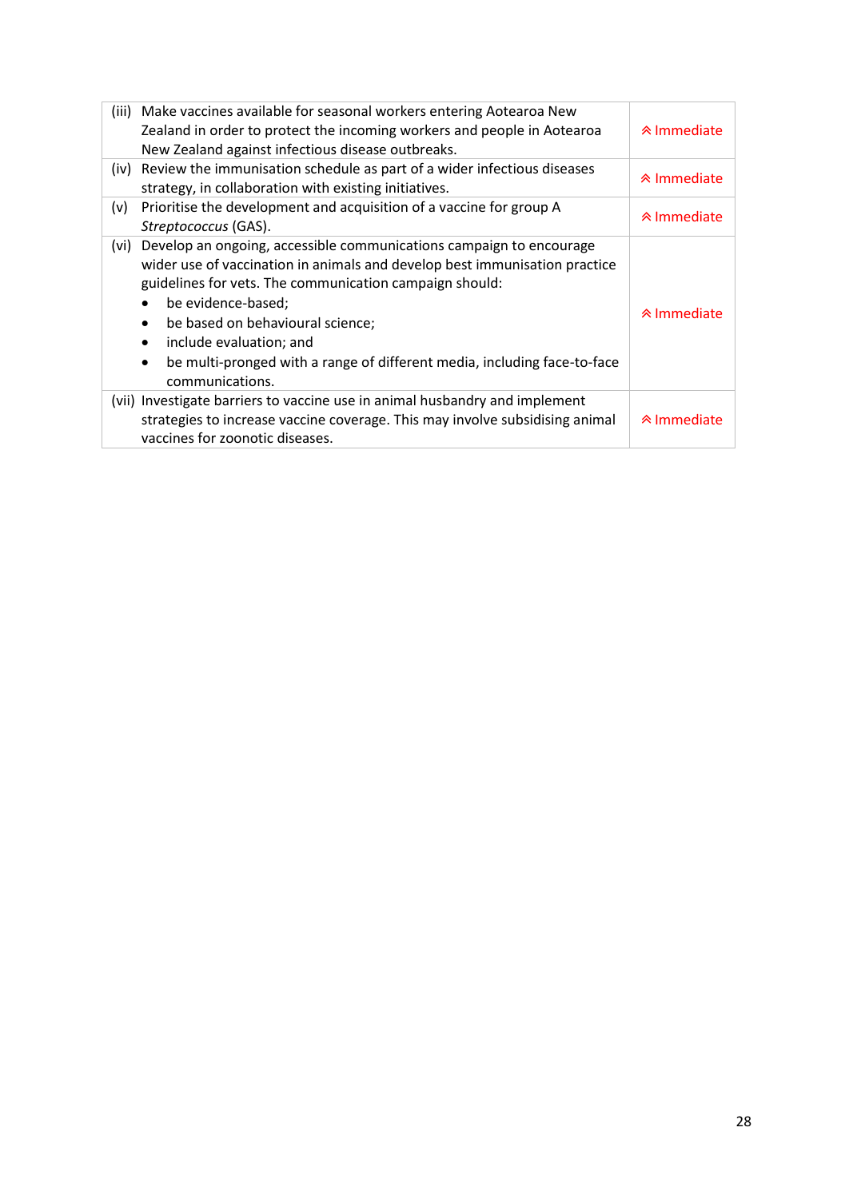| | |
|---|---|
| (iii) Make vaccines available for seasonal workers entering Aotearoa New Zealand in order to protect the incoming workers and people in Aotearoa New Zealand against infectious disease outbreaks. | ⇑ Immediate |
| (iv) Review the immunisation schedule as part of a wider infectious diseases strategy, in collaboration with existing initiatives. | ⇑ Immediate |
| (v) Prioritise the development and acquisition of a vaccine for group A *Streptococcus* (GAS). | ⇑ Immediate |
| (vi) Develop an ongoing, accessible communications campaign to encourage wider use of vaccination in animals and develop best immunisation practice guidelines for vets. The communication campaign should: <br>• be evidence-based; <br>• be based on behavioural science; <br>• include evaluation; and <br>• be multi-pronged with a range of different media, including face-to-face communications. | ⇑ Immediate |
| (vii) Investigate barriers to vaccine use in animal husbandry and implement strategies to increase vaccine coverage. This may involve subsidising animal vaccines for zoonotic diseases. | ⇑ Immediate |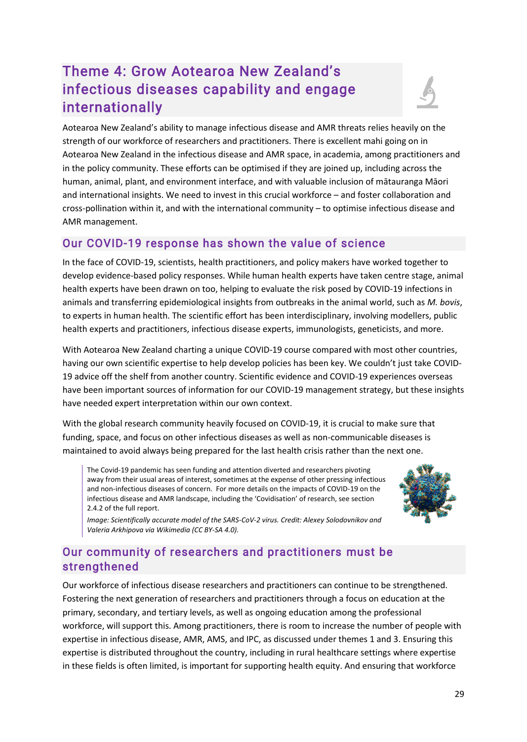## Theme 4: Grow Aotearoa New Zealand's infectious diseases capability and engage internationally

Aotearoa New Zealand's ability to manage infectious disease and AMR threats relies heavily on the strength of our workforce of researchers and practitioners. There is excellent mahi going on in Aotearoa New Zealand in the infectious disease and AMR space, in academia, among practitioners and in the policy community. These efforts can be optimised if they are joined up, including across the human, animal, plant, and environment interface, and with valuable inclusion of mātauranga Māori and international insights. We need to invest in this crucial workforce – and foster collaboration and cross-pollination within it, and with the international community – to optimise infectious disease and AMR management.

### Our COVID-19 response has shown the value of science

In the face of COVID-19, scientists, health practitioners, and policy makers have worked together to develop evidence-based policy responses. While human health experts have taken centre stage, animal health experts have been drawn on too, helping to evaluate the risk posed by COVID-19 infections in animals and transferring epidemiological insights from outbreaks in the animal world, such as *M. bovis*, to experts in human health. The scientific effort has been interdisciplinary, involving modellers, public health experts and practitioners, infectious disease experts, immunologists, geneticists, and more.

With Aotearoa New Zealand charting a unique COVID-19 course compared with most other countries, having our own scientific expertise to help develop policies has been key. We couldn't just take COVID-19 advice off the shelf from another country. Scientific evidence and COVID-19 experiences overseas have been important sources of information for our COVID-19 management strategy, but these insights have needed expert interpretation within our own context.

With the global research community heavily focused on COVID-19, it is crucial to make sure that funding, space, and focus on other infectious diseases as well as non-communicable diseases is maintained to avoid always being prepared for the last health crisis rather than the next one.

> The Covid-19 pandemic has seen funding and attention diverted and researchers pivoting away from their usual areas of interest, sometimes at the expense of other pressing infectious and non-infectious diseases of concern. For more details on the impacts of COVID-19 on the infectious disease and AMR landscape, including the 'Covidisation' of research, see section 2.4.2 of the full report.
>
> *Image: Scientifically accurate model of the SARS-CoV-2 virus. Credit: Alexey Solodovnikov and Valeria Arkhipova via Wikimedia (CC BY-SA 4.0).*

### Our community of researchers and practitioners must be strengthened

Our workforce of infectious disease researchers and practitioners can continue to be strengthened. Fostering the next generation of researchers and practitioners through a focus on education at the primary, secondary, and tertiary levels, as well as ongoing education among the professional workforce, will support this. Among practitioners, there is room to increase the number of people with expertise in infectious disease, AMR, AMS, and IPC, as discussed under themes 1 and 3. Ensuring this expertise is distributed throughout the country, including in rural healthcare settings where expertise in these fields is often limited, is important for supporting health equity. And ensuring that workforce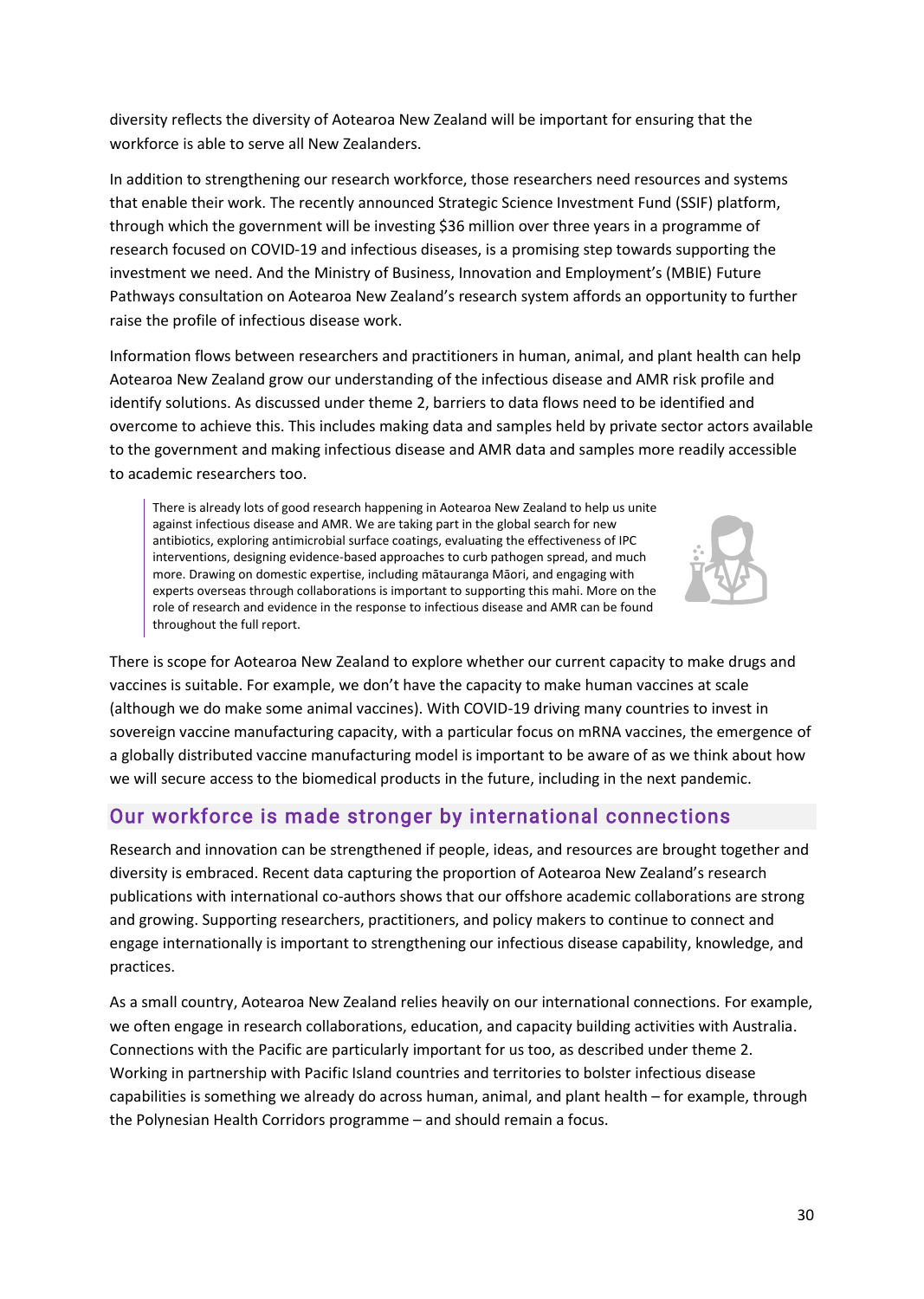diversity reflects the diversity of Aotearoa New Zealand will be important for ensuring that the workforce is able to serve all New Zealanders.

In addition to strengthening our research workforce, those researchers need resources and systems that enable their work. The recently announced Strategic Science Investment Fund (SSIF) platform, through which the government will be investing $36 million over three years in a programme of research focused on COVID-19 and infectious diseases, is a promising step towards supporting the investment we need. And the Ministry of Business, Innovation and Employment's (MBIE) Future Pathways consultation on Aotearoa New Zealand's research system affords an opportunity to further raise the profile of infectious disease work.

Information flows between researchers and practitioners in human, animal, and plant health can help Aotearoa New Zealand grow our understanding of the infectious disease and AMR risk profile and identify solutions. As discussed under theme 2, barriers to data flows need to be identified and overcome to achieve this. This includes making data and samples held by private sector actors available to the government and making infectious disease and AMR data and samples more readily accessible to academic researchers too.

> There is already lots of good research happening in Aotearoa New Zealand to help us unite against infectious disease and AMR. We are taking part in the global search for new antibiotics, exploring antimicrobial surface coatings, evaluating the effectiveness of IPC interventions, designing evidence-based approaches to curb pathogen spread, and much more. Drawing on domestic expertise, including mātauranga Māori, and engaging with experts overseas through collaborations is important to supporting this mahi. More on the role of research and evidence in the response to infectious disease and AMR can be found throughout the full report.

There is scope for Aotearoa New Zealand to explore whether our current capacity to make drugs and vaccines is suitable. For example, we don't have the capacity to make human vaccines at scale (although we do make some animal vaccines). With COVID-19 driving many countries to invest in sovereign vaccine manufacturing capacity, with a particular focus on mRNA vaccines, the emergence of a globally distributed vaccine manufacturing model is important to be aware of as we think about how we will secure access to the biomedical products in the future, including in the next pandemic.

## Our workforce is made stronger by international connections

Research and innovation can be strengthened if people, ideas, and resources are brought together and diversity is embraced. Recent data capturing the proportion of Aotearoa New Zealand's research publications with international co-authors shows that our offshore academic collaborations are strong and growing. Supporting researchers, practitioners, and policy makers to continue to connect and engage internationally is important to strengthening our infectious disease capability, knowledge, and practices.

As a small country, Aotearoa New Zealand relies heavily on our international connections. For example, we often engage in research collaborations, education, and capacity building activities with Australia. Connections with the Pacific are particularly important for us too, as described under theme 2. Working in partnership with Pacific Island countries and territories to bolster infectious disease capabilities is something we already do across human, animal, and plant health – for example, through the Polynesian Health Corridors programme – and should remain a focus.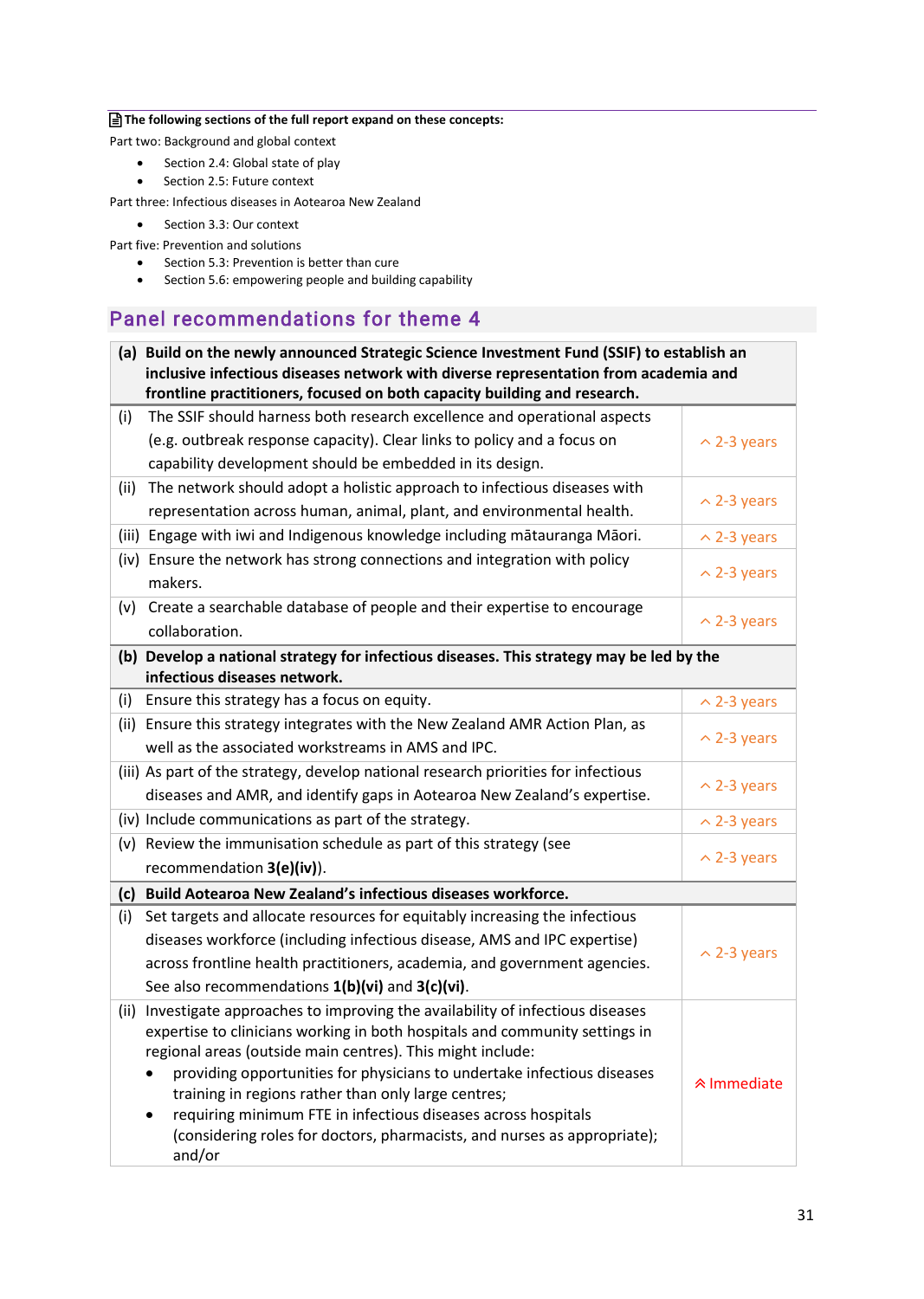**The following sections of the full report expand on these concepts:**

Part two: Background and global context

- Section 2.4: Global state of play
- Section 2.5: Future context

Part three: Infectious diseases in Aotearoa New Zealand

- Section 3.3: Our context

Part five: Prevention and solutions

- Section 5.3: Prevention is better than cure
- Section 5.6: empowering people and building capability

## Panel recommendations for theme 4

| | |
|---|---|
| **(a) Build on the newly announced Strategic Science Investment Fund (SSIF) to establish an inclusive infectious diseases network with diverse representation from academia and frontline practitioners, focused on both capacity building and research.** | |
| (i) The SSIF should harness both research excellence and operational aspects (e.g. outbreak response capacity). Clear links to policy and a focus on capability development should be embedded in its design. | ^ 2-3 years |
| (ii) The network should adopt a holistic approach to infectious diseases with representation across human, animal, plant, and environmental health. | ^ 2-3 years |
| (iii) Engage with iwi and Indigenous knowledge including mātauranga Māori. | ^ 2-3 years |
| (iv) Ensure the network has strong connections and integration with policy makers. | ^ 2-3 years |
| (v) Create a searchable database of people and their expertise to encourage collaboration. | ^ 2-3 years |
| **(b) Develop a national strategy for infectious diseases. This strategy may be led by the infectious diseases network.** | |
| (i) Ensure this strategy has a focus on equity. | ^ 2-3 years |
| (ii) Ensure this strategy integrates with the New Zealand AMR Action Plan, as well as the associated workstreams in AMS and IPC. | ^ 2-3 years |
| (iii) As part of the strategy, develop national research priorities for infectious diseases and AMR, and identify gaps in Aotearoa New Zealand's expertise. | ^ 2-3 years |
| (iv) Include communications as part of the strategy. | ^ 2-3 years |
| (v) Review the immunisation schedule as part of this strategy (see recommendation **3(e)(iv)**). | ^ 2-3 years |
| **(c) Build Aotearoa New Zealand's infectious diseases workforce.** | |
| (i) Set targets and allocate resources for equitably increasing the infectious diseases workforce (including infectious disease, AMS and IPC expertise) across frontline health practitioners, academia, and government agencies. See also recommendations **1(b)(vi)** and **3(c)(vi)**. | ^ 2-3 years |
| (ii) Investigate approaches to improving the availability of infectious diseases expertise to clinicians working in both hospitals and community settings in regional areas (outside main centres). This might include:<br>• providing opportunities for physicians to undertake infectious diseases training in regions rather than only large centres;<br>• requiring minimum FTE in infectious diseases across hospitals (considering roles for doctors, pharmacists, and nurses as appropriate); and/or | ^^ Immediate |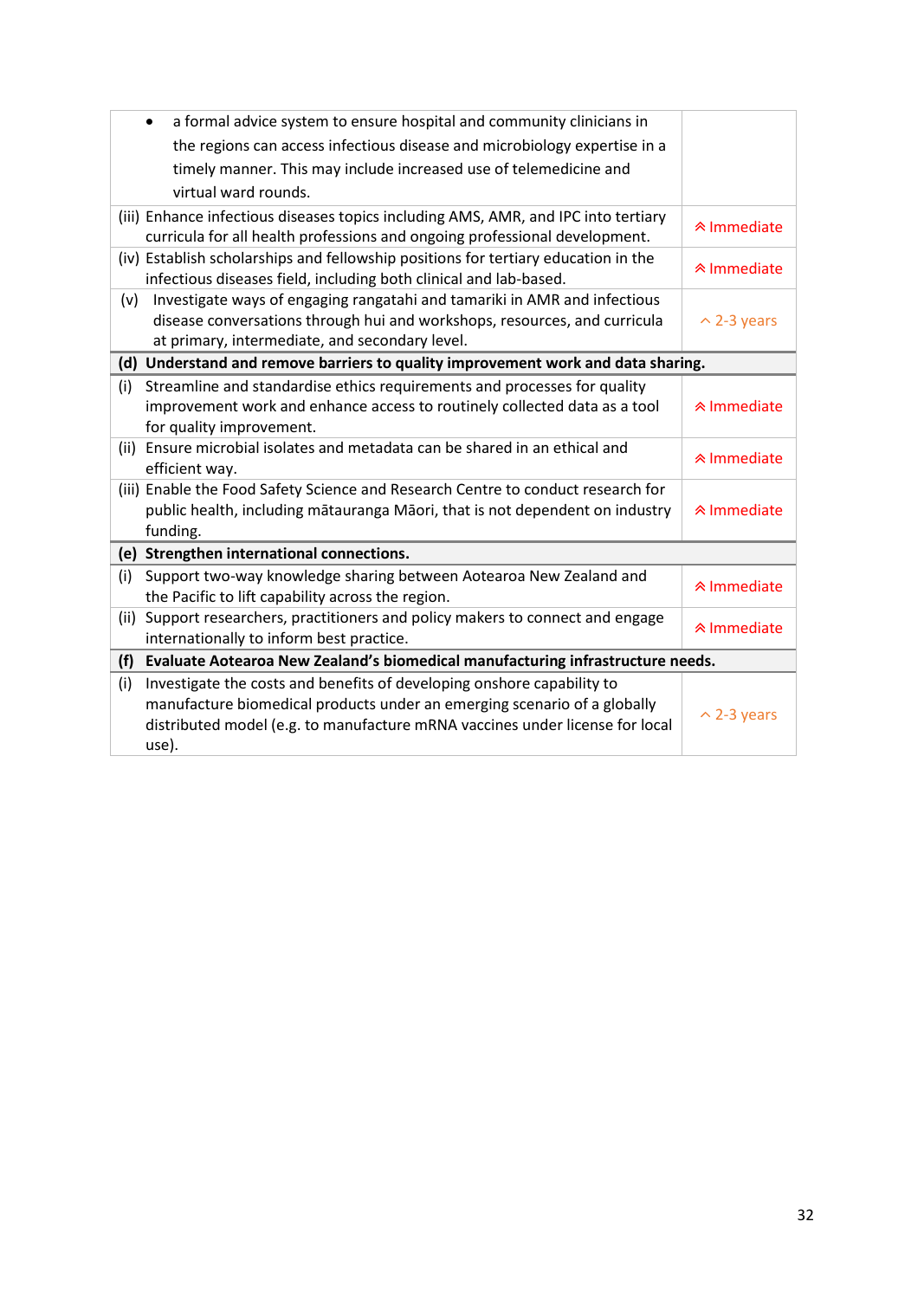| | |
|---|---|
| • a formal advice system to ensure hospital and community clinicians in the regions can access infectious disease and microbiology expertise in a timely manner. This may include increased use of telemedicine and virtual ward rounds. | |
| (iii) Enhance infectious diseases topics including AMS, AMR, and IPC into tertiary curricula for all health professions and ongoing professional development. | ⮝ Immediate |
| (iv) Establish scholarships and fellowship positions for tertiary education in the infectious diseases field, including both clinical and lab-based. | ⮝ Immediate |
| (v) Investigate ways of engaging rangatahi and tamariki in AMR and infectious disease conversations through hui and workshops, resources, and curricula at primary, intermediate, and secondary level. | ^ 2-3 years |
| **(d) Understand and remove barriers to quality improvement work and data sharing.** | |
| (i) Streamline and standardise ethics requirements and processes for quality improvement work and enhance access to routinely collected data as a tool for quality improvement. | ⮝ Immediate |
| (ii) Ensure microbial isolates and metadata can be shared in an ethical and efficient way. | ⮝ Immediate |
| (iii) Enable the Food Safety Science and Research Centre to conduct research for public health, including mātauranga Māori, that is not dependent on industry funding. | ⮝ Immediate |
| **(e) Strengthen international connections.** | |
| (i) Support two-way knowledge sharing between Aotearoa New Zealand and the Pacific to lift capability across the region. | ⮝ Immediate |
| (ii) Support researchers, practitioners and policy makers to connect and engage internationally to inform best practice. | ⮝ Immediate |
| **(f) Evaluate Aotearoa New Zealand's biomedical manufacturing infrastructure needs.** | |
| (i) Investigate the costs and benefits of developing onshore capability to manufacture biomedical products under an emerging scenario of a globally distributed model (e.g. to manufacture mRNA vaccines under license for local use). | ^ 2-3 years |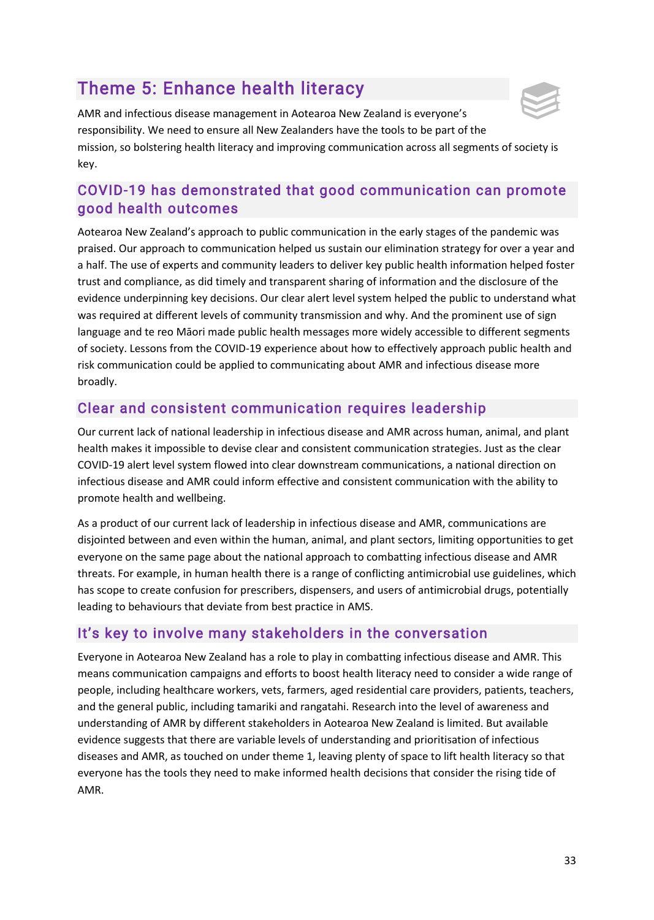## Theme 5: Enhance health literacy

AMR and infectious disease management in Aotearoa New Zealand is everyone's responsibility. We need to ensure all New Zealanders have the tools to be part of the mission, so bolstering health literacy and improving communication across all segments of society is key.

### COVID-19 has demonstrated that good communication can promote good health outcomes

Aotearoa New Zealand's approach to public communication in the early stages of the pandemic was praised. Our approach to communication helped us sustain our elimination strategy for over a year and a half. The use of experts and community leaders to deliver key public health information helped foster trust and compliance, as did timely and transparent sharing of information and the disclosure of the evidence underpinning key decisions. Our clear alert level system helped the public to understand what was required at different levels of community transmission and why. And the prominent use of sign language and te reo Māori made public health messages more widely accessible to different segments of society. Lessons from the COVID-19 experience about how to effectively approach public health and risk communication could be applied to communicating about AMR and infectious disease more broadly.

### Clear and consistent communication requires leadership

Our current lack of national leadership in infectious disease and AMR across human, animal, and plant health makes it impossible to devise clear and consistent communication strategies. Just as the clear COVID-19 alert level system flowed into clear downstream communications, a national direction on infectious disease and AMR could inform effective and consistent communication with the ability to promote health and wellbeing.

As a product of our current lack of leadership in infectious disease and AMR, communications are disjointed between and even within the human, animal, and plant sectors, limiting opportunities to get everyone on the same page about the national approach to combatting infectious disease and AMR threats. For example, in human health there is a range of conflicting antimicrobial use guidelines, which has scope to create confusion for prescribers, dispensers, and users of antimicrobial drugs, potentially leading to behaviours that deviate from best practice in AMS.

### It's key to involve many stakeholders in the conversation

Everyone in Aotearoa New Zealand has a role to play in combatting infectious disease and AMR. This means communication campaigns and efforts to boost health literacy need to consider a wide range of people, including healthcare workers, vets, farmers, aged residential care providers, patients, teachers, and the general public, including tamariki and rangatahi. Research into the level of awareness and understanding of AMR by different stakeholders in Aotearoa New Zealand is limited. But available evidence suggests that there are variable levels of understanding and prioritisation of infectious diseases and AMR, as touched on under theme 1, leaving plenty of space to lift health literacy so that everyone has the tools they need to make informed health decisions that consider the rising tide of AMR.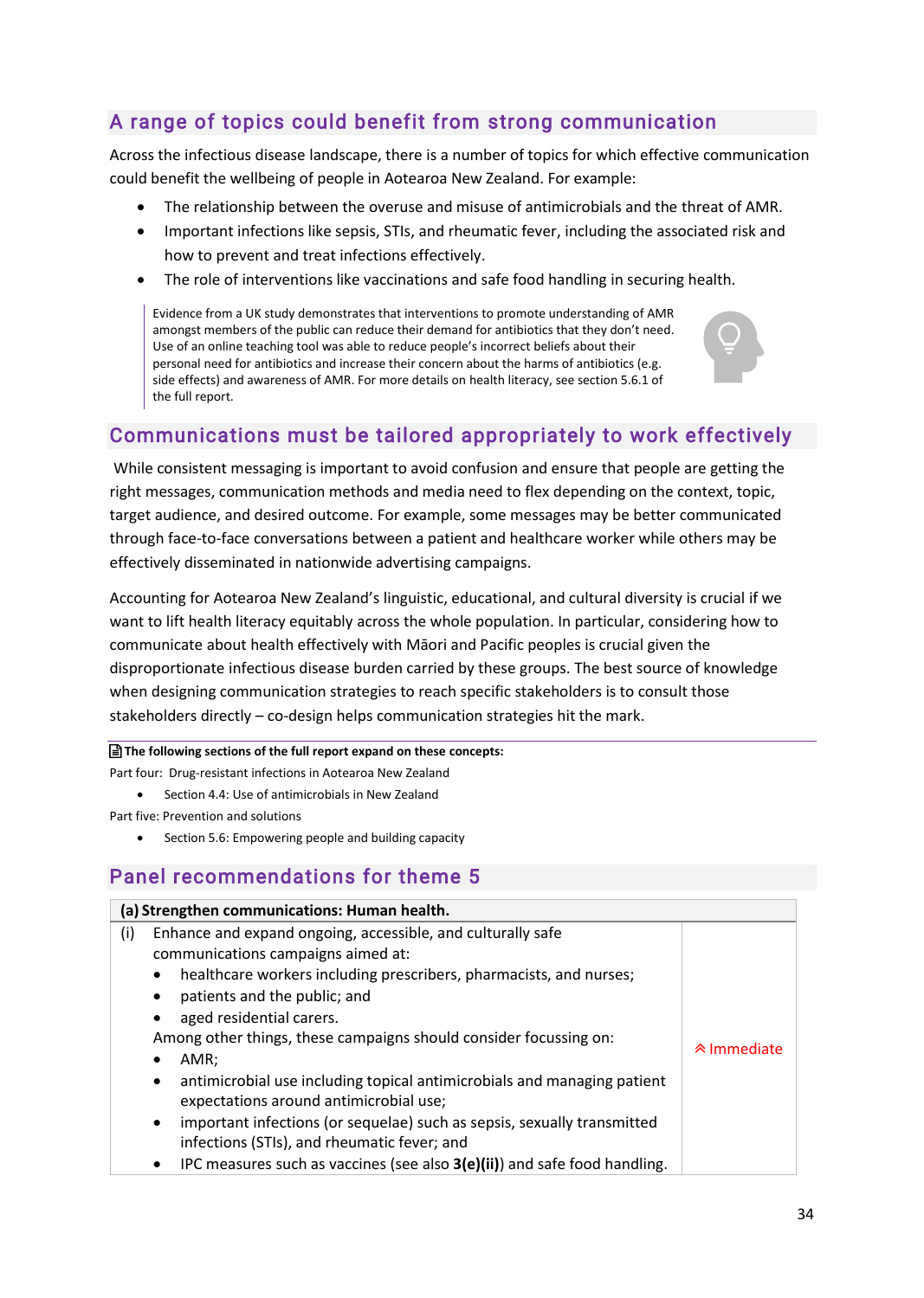## A range of topics could benefit from strong communication

Across the infectious disease landscape, there is a number of topics for which effective communication could benefit the wellbeing of people in Aotearoa New Zealand. For example:

- The relationship between the overuse and misuse of antimicrobials and the threat of AMR.
- Important infections like sepsis, STIs, and rheumatic fever, including the associated risk and how to prevent and treat infections effectively.
- The role of interventions like vaccinations and safe food handling in securing health.

> Evidence from a UK study demonstrates that interventions to promote understanding of AMR amongst members of the public can reduce their demand for antibiotics that they don't need. Use of an online teaching tool was able to reduce people's incorrect beliefs about their personal need for antibiotics and increase their concern about the harms of antibiotics (e.g. side effects) and awareness of AMR. For more details on health literacy, see section 5.6.1 of the full report.

## Communications must be tailored appropriately to work effectively

While consistent messaging is important to avoid confusion and ensure that people are getting the right messages, communication methods and media need to flex depending on the context, topic, target audience, and desired outcome. For example, some messages may be better communicated through face-to-face conversations between a patient and healthcare worker while others may be effectively disseminated in nationwide advertising campaigns.

Accounting for Aotearoa New Zealand's linguistic, educational, and cultural diversity is crucial if we want to lift health literacy equitably across the whole population. In particular, considering how to communicate about health effectively with Māori and Pacific peoples is crucial given the disproportionate infectious disease burden carried by these groups. The best source of knowledge when designing communication strategies to reach specific stakeholders is to consult those stakeholders directly – co-design helps communication strategies hit the mark.

**The following sections of the full report expand on these concepts:**

Part four: Drug-resistant infections in Aotearoa New Zealand

- Section 4.4: Use of antimicrobials in New Zealand

Part five: Prevention and solutions

- Section 5.6: Empowering people and building capacity

## Panel recommendations for theme 5

| **(a) Strengthen communications: Human health.** | | |
|---|---|---|
| (i) | Enhance and expand ongoing, accessible, and culturally safe communications campaigns aimed at:<br>• healthcare workers including prescribers, pharmacists, and nurses;<br>• patients and the public; and<br>• aged residential carers.<br>Among other things, these campaigns should consider focussing on:<br>• AMR;<br>• antimicrobial use including topical antimicrobials and managing patient expectations around antimicrobial use;<br>• important infections (or sequelae) such as sepsis, sexually transmitted infections (STIs), and rheumatic fever; and<br>• IPC measures such as vaccines (see also **3(e)(ii)**) and safe food handling. | Immediate |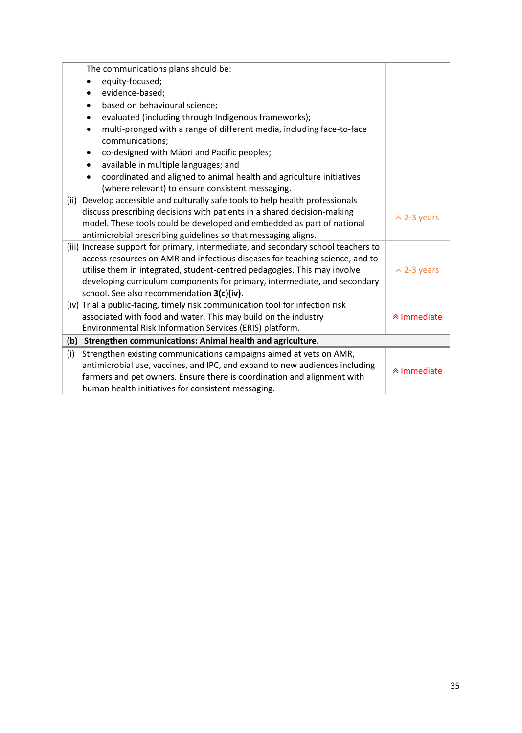| | |
|---|---|
| The communications plans should be:<br>• equity-focused;<br>• evidence-based;<br>• based on behavioural science;<br>• evaluated (including through Indigenous frameworks);<br>• multi-pronged with a range of different media, including face-to-face communications;<br>• co-designed with Māori and Pacific peoples;<br>• available in multiple languages; and<br>• coordinated and aligned to animal health and agriculture initiatives (where relevant) to ensure consistent messaging. | |
| (ii) Develop accessible and culturally safe tools to help health professionals discuss prescribing decisions with patients in a shared decision-making model. These tools could be developed and embedded as part of national antimicrobial prescribing guidelines so that messaging aligns. | ^ 2-3 years |
| (iii) Increase support for primary, intermediate, and secondary school teachers to access resources on AMR and infectious diseases for teaching science, and to utilise them in integrated, student-centred pedagogies. This may involve developing curriculum components for primary, intermediate, and secondary school. See also recommendation **3(c)(iv)**. | ^ 2-3 years |
| (iv) Trial a public-facing, timely risk communication tool for infection risk associated with food and water. This may build on the industry Environmental Risk Information Services (ERIS) platform. | ⩓ Immediate |
| **(b) Strengthen communications: Animal health and agriculture.** | |
| (i) Strengthen existing communications campaigns aimed at vets on AMR, antimicrobial use, vaccines, and IPC, and expand to new audiences including farmers and pet owners. Ensure there is coordination and alignment with human health initiatives for consistent messaging. | ⩓ Immediate |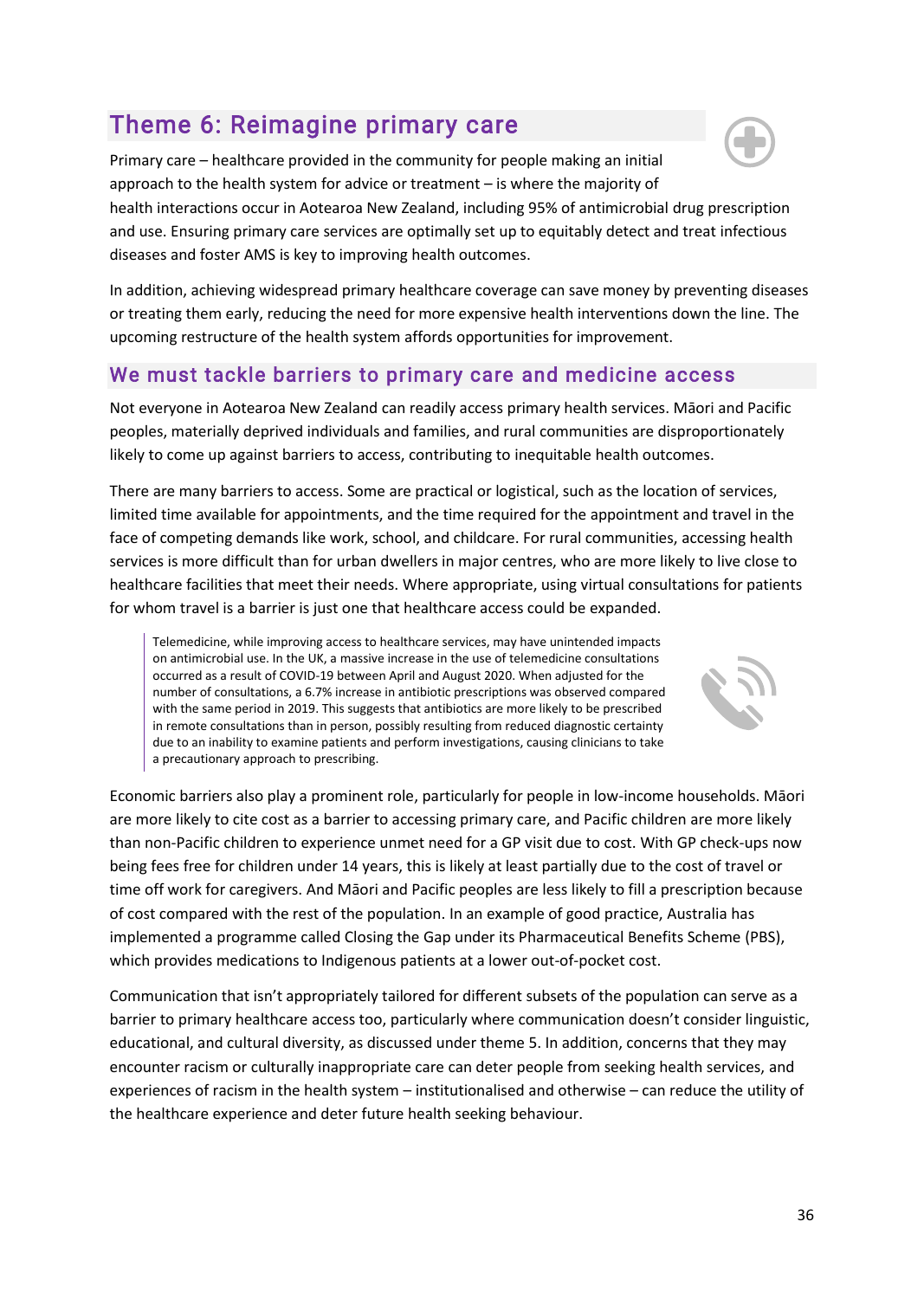## Theme 6: Reimagine primary care

Primary care – healthcare provided in the community for people making an initial approach to the health system for advice or treatment – is where the majority of health interactions occur in Aotearoa New Zealand, including 95% of antimicrobial drug prescription and use. Ensuring primary care services are optimally set up to equitably detect and treat infectious diseases and foster AMS is key to improving health outcomes.

In addition, achieving widespread primary healthcare coverage can save money by preventing diseases or treating them early, reducing the need for more expensive health interventions down the line. The upcoming restructure of the health system affords opportunities for improvement.

### We must tackle barriers to primary care and medicine access

Not everyone in Aotearoa New Zealand can readily access primary health services. Māori and Pacific peoples, materially deprived individuals and families, and rural communities are disproportionately likely to come up against barriers to access, contributing to inequitable health outcomes.

There are many barriers to access. Some are practical or logistical, such as the location of services, limited time available for appointments, and the time required for the appointment and travel in the face of competing demands like work, school, and childcare. For rural communities, accessing health services is more difficult than for urban dwellers in major centres, who are more likely to live close to healthcare facilities that meet their needs. Where appropriate, using virtual consultations for patients for whom travel is a barrier is just one that healthcare access could be expanded.

> Telemedicine, while improving access to healthcare services, may have unintended impacts on antimicrobial use. In the UK, a massive increase in the use of telemedicine consultations occurred as a result of COVID-19 between April and August 2020. When adjusted for the number of consultations, a 6.7% increase in antibiotic prescriptions was observed compared with the same period in 2019. This suggests that antibiotics are more likely to be prescribed in remote consultations than in person, possibly resulting from reduced diagnostic certainty due to an inability to examine patients and perform investigations, causing clinicians to take a precautionary approach to prescribing.

Economic barriers also play a prominent role, particularly for people in low-income households. Māori are more likely to cite cost as a barrier to accessing primary care, and Pacific children are more likely than non-Pacific children to experience unmet need for a GP visit due to cost. With GP check-ups now being fees free for children under 14 years, this is likely at least partially due to the cost of travel or time off work for caregivers. And Māori and Pacific peoples are less likely to fill a prescription because of cost compared with the rest of the population. In an example of good practice, Australia has implemented a programme called Closing the Gap under its Pharmaceutical Benefits Scheme (PBS), which provides medications to Indigenous patients at a lower out-of-pocket cost.

Communication that isn't appropriately tailored for different subsets of the population can serve as a barrier to primary healthcare access too, particularly where communication doesn't consider linguistic, educational, and cultural diversity, as discussed under theme 5. In addition, concerns that they may encounter racism or culturally inappropriate care can deter people from seeking health services, and experiences of racism in the health system – institutionalised and otherwise – can reduce the utility of the healthcare experience and deter future health seeking behaviour.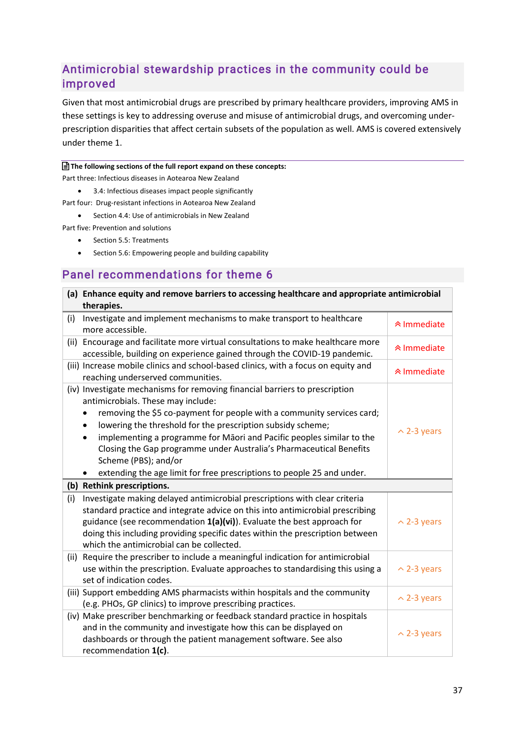## Antimicrobial stewardship practices in the community could be improved

Given that most antimicrobial drugs are prescribed by primary healthcare providers, improving AMS in these settings is key to addressing overuse and misuse of antimicrobial drugs, and overcoming under-prescription disparities that affect certain subsets of the population as well. AMS is covered extensively under theme 1.

**The following sections of the full report expand on these concepts:**

Part three: Infectious diseases in Aotearoa New Zealand

- 3.4: Infectious diseases impact people significantly

Part four: Drug-resistant infections in Aotearoa New Zealand

- Section 4.4: Use of antimicrobials in New Zealand

Part five: Prevention and solutions

- Section 5.5: Treatments
- Section 5.6: Empowering people and building capability

## Panel recommendations for theme 6

| **(a) Enhance equity and remove barriers to accessing healthcare and appropriate antimicrobial therapies.** | |
|---|---|
| (i) Investigate and implement mechanisms to make transport to healthcare more accessible. | Immediate |
| (ii) Encourage and facilitate more virtual consultations to make healthcare more accessible, building on experience gained through the COVID-19 pandemic. | Immediate |
| (iii) Increase mobile clinics and school-based clinics, with a focus on equity and reaching underserved communities. | Immediate |
| (iv) Investigate mechanisms for removing financial barriers to prescription antimicrobials. These may include:<br>• removing the $5 co-payment for people with a community services card;<br>• lowering the threshold for the prescription subsidy scheme;<br>• implementing a programme for Māori and Pacific peoples similar to the Closing the Gap programme under Australia's Pharmaceutical Benefits Scheme (PBS); and/or<br>• extending the age limit for free prescriptions to people 25 and under. | 2-3 years |
| **(b) Rethink prescriptions.** | |
| (i) Investigate making delayed antimicrobial prescriptions with clear criteria standard practice and integrate advice on this into antimicrobial prescribing guidance (see recommendation **1(a)(vi)**). Evaluate the best approach for doing this including providing specific dates within the prescription between which the antimicrobial can be collected. | 2-3 years |
| (ii) Require the prescriber to include a meaningful indication for antimicrobial use within the prescription. Evaluate approaches to standardising this using a set of indication codes. | 2-3 years |
| (iii) Support embedding AMS pharmacists within hospitals and the community (e.g. PHOs, GP clinics) to improve prescribing practices. | 2-3 years |
| (iv) Make prescriber benchmarking or feedback standard practice in hospitals and in the community and investigate how this can be displayed on dashboards or through the patient management software. See also recommendation **1(c)**. | 2-3 years |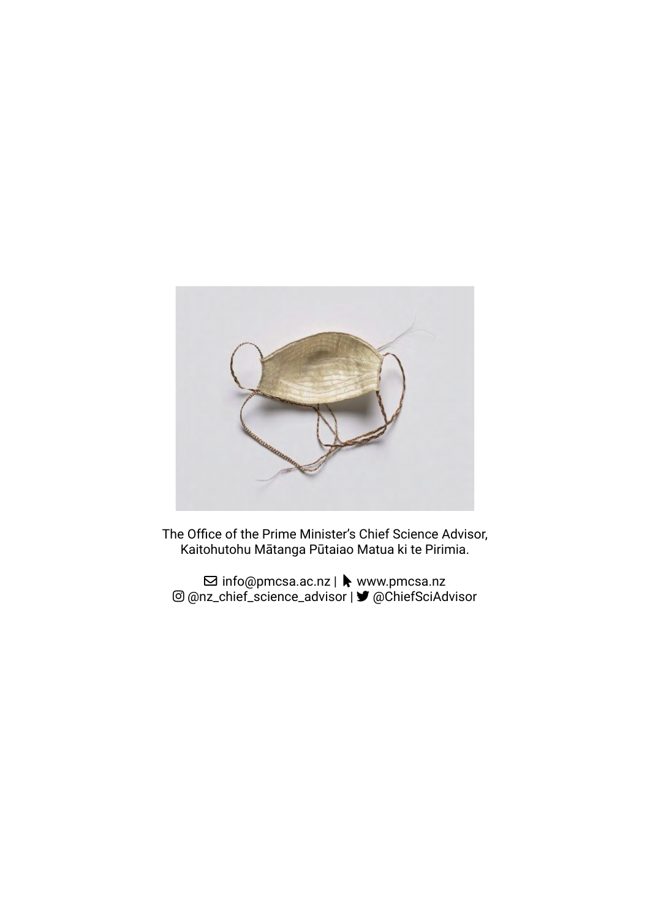The Office of the Prime Minister's Chief Science Advisor,
Kaitohutohu Mātanga Pūtaiao Matua ki te Pirimia.

info@pmcsa.ac.nz | www.pmcsa.nz
@nz_chief_science_advisor | @ChiefSciAdvisor